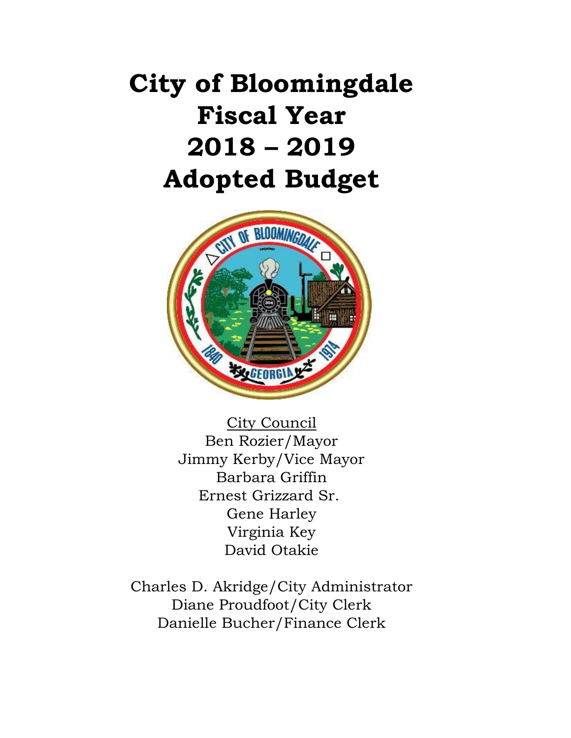# City of Bloomingdale Fiscal Year 2018 – 2019 Adopted Budget

City Council

Ben Rozier/Mayor
Jimmy Kerby/Vice Mayor
Barbara Griffin
Ernest Grizzard Sr.
Gene Harley
Virginia Key
David Otakie

Charles D. Akridge/City Administrator
Diane Proudfoot/City Clerk
Danielle Bucher/Finance Clerk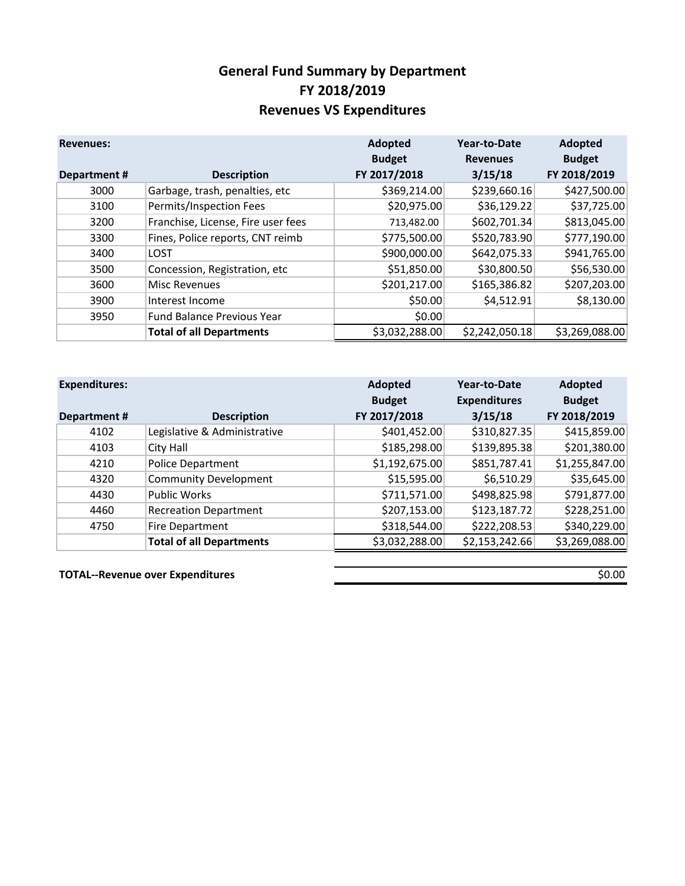# General Fund Summary by Department
# FY 2018/2019
# Revenues VS Expenditures

| Revenues: Department # | Description | Adopted Budget FY 2017/2018 | Year-to-Date Revenues 3/15/18 | Adopted Budget FY 2018/2019 |
|---|---|---|---|---|
| 3000 | Garbage, trash, penalties, etc | $369,214.00 | $239,660.16 | $427,500.00 |
| 3100 | Permits/Inspection Fees | $20,975.00 | $36,129.22 | $37,725.00 |
| 3200 | Franchise, License, Fire user fees | 713,482.00 | $602,701.34 | $813,045.00 |
| 3300 | Fines, Police reports, CNT reimb | $775,500.00 | $520,783.90 | $777,190.00 |
| 3400 | LOST | $900,000.00 | $642,075.33 | $941,765.00 |
| 3500 | Concession, Registration, etc | $51,850.00 | $30,800.50 | $56,530.00 |
| 3600 | Misc Revenues | $201,217.00 | $165,386.82 | $207,203.00 |
| 3900 | Interest Income | $50.00 | $4,512.91 | $8,130.00 |
| 3950 | Fund Balance Previous Year | $0.00 | | |
| | **Total of all Departments** | $3,032,288.00 | $2,242,050.18 | $3,269,088.00 |

| Expenditures: Department # | Description | Adopted Budget FY 2017/2018 | Year-to-Date Expenditures 3/15/18 | Adopted Budget FY 2018/2019 |
|---|---|---|---|---|
| 4102 | Legislative & Administrative | $401,452.00 | $310,827.35 | $415,859.00 |
| 4103 | City Hall | $185,298.00 | $139,895.38 | $201,380.00 |
| 4210 | Police Department | $1,192,675.00 | $851,787.41 | $1,255,847.00 |
| 4320 | Community Development | $15,595.00 | $6,510.29 | $35,645.00 |
| 4430 | Public Works | $711,571.00 | $498,825.98 | $791,877.00 |
| 4460 | Recreation Department | $207,153.00 | $123,187.72 | $228,251.00 |
| 4750 | Fire Department | $318,544.00 | $222,208.53 | $340,229.00 |
| | **Total of all Departments** | $3,032,288.00 | $2,153,242.66 | $3,269,088.00 |

**TOTAL--Revenue over Expenditures** $0.00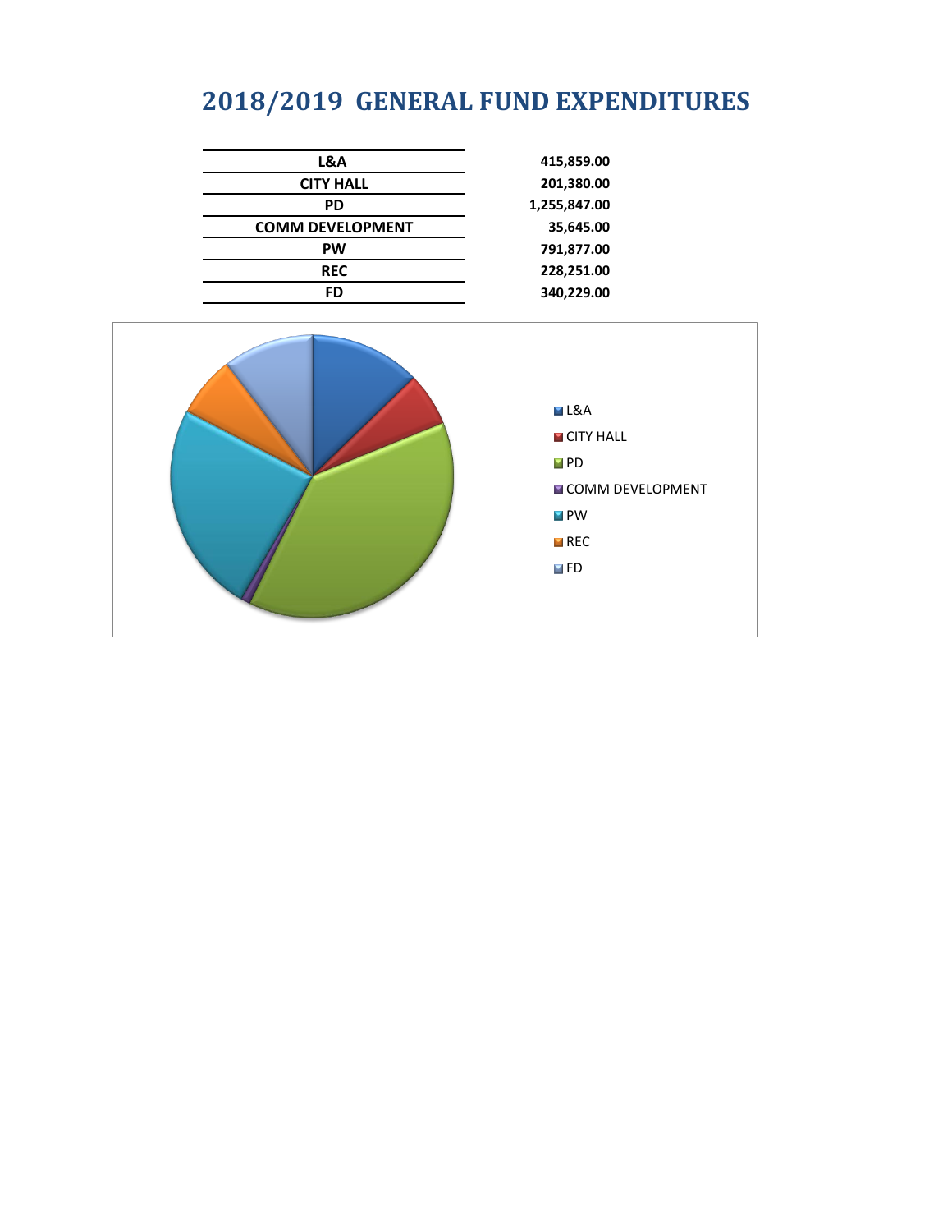# 2018/2019 GENERAL FUND EXPENDITURES

| | |
|---|---|
| L&A | 415,859.00 |
| CITY HALL | 201,380.00 |
| PD | 1,255,847.00 |
| COMM DEVELOPMENT | 35,645.00 |
| PW | 791,877.00 |
| REC | 228,251.00 |
| FD | 340,229.00 |

- L&A
- CITY HALL
- PD
- COMM DEVELOPMENT
- PW
- REC
- FD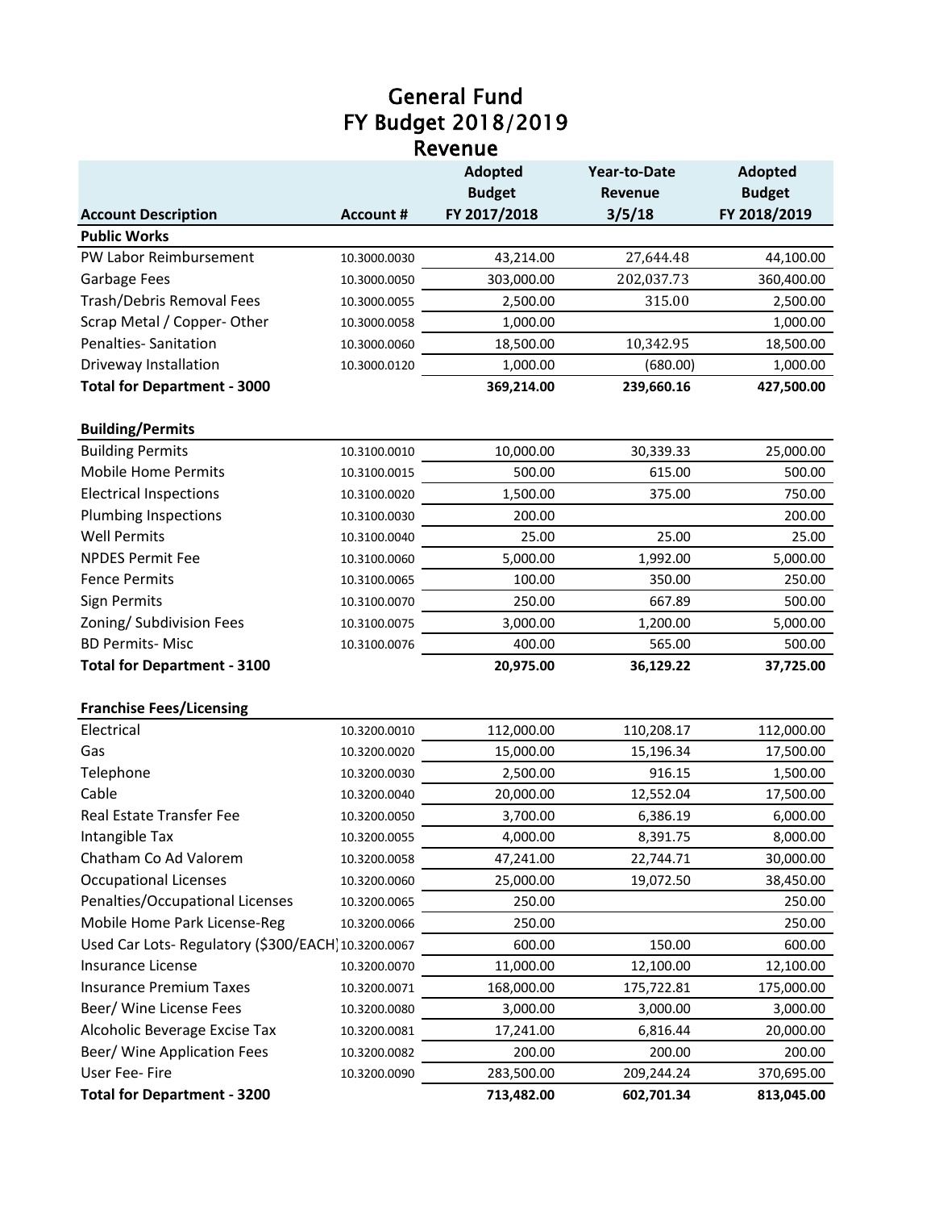# General Fund
## FY Budget 2018/2019
## Revenue

| Account Description | Account # | Adopted Budget FY 2017/2018 | Year-to-Date Revenue 3/5/18 | Adopted Budget FY 2018/2019 |
|---|---|---|---|---|
| **Public Works** | | | | |
| PW Labor Reimbursement | 10.3000.0030 | 43,214.00 | 27,644.48 | 44,100.00 |
| Garbage Fees | 10.3000.0050 | 303,000.00 | 202,037.73 | 360,400.00 |
| Trash/Debris Removal Fees | 10.3000.0055 | 2,500.00 | 315.00 | 2,500.00 |
| Scrap Metal / Copper- Other | 10.3000.0058 | 1,000.00 | | 1,000.00 |
| Penalties- Sanitation | 10.3000.0060 | 18,500.00 | 10,342.95 | 18,500.00 |
| Driveway Installation | 10.3000.0120 | 1,000.00 | (680.00) | 1,000.00 |
| **Total for Department - 3000** | | **369,214.00** | **239,660.16** | **427,500.00** |
| | | | | |
| **Building/Permits** | | | | |
| Building Permits | 10.3100.0010 | 10,000.00 | 30,339.33 | 25,000.00 |
| Mobile Home Permits | 10.3100.0015 | 500.00 | 615.00 | 500.00 |
| Electrical Inspections | 10.3100.0020 | 1,500.00 | 375.00 | 750.00 |
| Plumbing Inspections | 10.3100.0030 | 200.00 | | 200.00 |
| Well Permits | 10.3100.0040 | 25.00 | 25.00 | 25.00 |
| NPDES Permit Fee | 10.3100.0060 | 5,000.00 | 1,992.00 | 5,000.00 |
| Fence Permits | 10.3100.0065 | 100.00 | 350.00 | 250.00 |
| Sign Permits | 10.3100.0070 | 250.00 | 667.89 | 500.00 |
| Zoning/ Subdivision Fees | 10.3100.0075 | 3,000.00 | 1,200.00 | 5,000.00 |
| BD Permits- Misc | 10.3100.0076 | 400.00 | 565.00 | 500.00 |
| **Total for Department - 3100** | | **20,975.00** | **36,129.22** | **37,725.00** |
| | | | | |
| **Franchise Fees/Licensing** | | | | |
| Electrical | 10.3200.0010 | 112,000.00 | 110,208.17 | 112,000.00 |
| Gas | 10.3200.0020 | 15,000.00 | 15,196.34 | 17,500.00 |
| Telephone | 10.3200.0030 | 2,500.00 | 916.15 | 1,500.00 |
| Cable | 10.3200.0040 | 20,000.00 | 12,552.04 | 17,500.00 |
| Real Estate Transfer Fee | 10.3200.0050 | 3,700.00 | 6,386.19 | 6,000.00 |
| Intangible Tax | 10.3200.0055 | 4,000.00 | 8,391.75 | 8,000.00 |
| Chatham Co Ad Valorem | 10.3200.0058 | 47,241.00 | 22,744.71 | 30,000.00 |
| Occupational Licenses | 10.3200.0060 | 25,000.00 | 19,072.50 | 38,450.00 |
| Penalties/Occupational Licenses | 10.3200.0065 | 250.00 | | 250.00 |
| Mobile Home Park License-Reg | 10.3200.0066 | 250.00 | | 250.00 |
| Used Car Lots- Regulatory ($300/EACH) | 10.3200.0067 | 600.00 | 150.00 | 600.00 |
| Insurance License | 10.3200.0070 | 11,000.00 | 12,100.00 | 12,100.00 |
| Insurance Premium Taxes | 10.3200.0071 | 168,000.00 | 175,722.81 | 175,000.00 |
| Beer/ Wine License Fees | 10.3200.0080 | 3,000.00 | 3,000.00 | 3,000.00 |
| Alcoholic Beverage Excise Tax | 10.3200.0081 | 17,241.00 | 6,816.44 | 20,000.00 |
| Beer/ Wine Application Fees | 10.3200.0082 | 200.00 | 200.00 | 200.00 |
| User Fee- Fire | 10.3200.0090 | 283,500.00 | 209,244.24 | 370,695.00 |
| **Total for Department - 3200** | | **713,482.00** | **602,701.34** | **813,045.00** |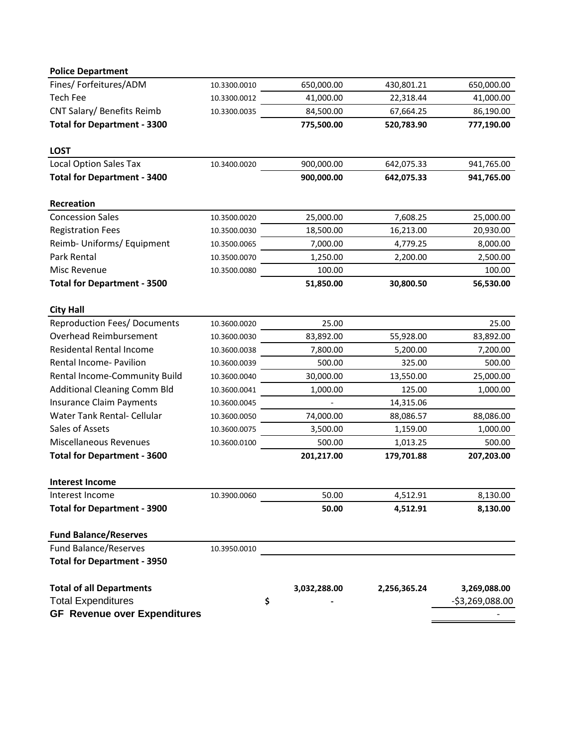| | | | | |
|---|---|---|---|---|
| **Police Department** | | | | |
| Fines/ Forfeitures/ADM | 10.3300.0010 | 650,000.00 | 430,801.21 | 650,000.00 |
| Tech Fee | 10.3300.0012 | 41,000.00 | 22,318.44 | 41,000.00 |
| CNT Salary/ Benefits Reimb | 10.3300.0035 | 84,500.00 | 67,664.25 | 86,190.00 |
| **Total for Department - 3300** | | **775,500.00** | **520,783.90** | **777,190.00** |
| | | | | |
| **LOST** | | | | |
| Local Option Sales Tax | 10.3400.0020 | 900,000.00 | 642,075.33 | 941,765.00 |
| **Total for Department - 3400** | | **900,000.00** | **642,075.33** | **941,765.00** |
| | | | | |
| **Recreation** | | | | |
| Concession Sales | 10.3500.0020 | 25,000.00 | 7,608.25 | 25,000.00 |
| Registration Fees | 10.3500.0030 | 18,500.00 | 16,213.00 | 20,930.00 |
| Reimb- Uniforms/ Equipment | 10.3500.0065 | 7,000.00 | 4,779.25 | 8,000.00 |
| Park Rental | 10.3500.0070 | 1,250.00 | 2,200.00 | 2,500.00 |
| Misc Revenue | 10.3500.0080 | 100.00 | | 100.00 |
| **Total for Department - 3500** | | **51,850.00** | **30,800.50** | **56,530.00** |
| | | | | |
| **City Hall** | | | | |
| Reproduction Fees/ Documents | 10.3600.0020 | 25.00 | | 25.00 |
| Overhead Reimbursement | 10.3600.0030 | 83,892.00 | 55,928.00 | 83,892.00 |
| Residental Rental Income | 10.3600.0038 | 7,800.00 | 5,200.00 | 7,200.00 |
| Rental Income- Pavilion | 10.3600.0039 | 500.00 | 325.00 | 500.00 |
| Rental Income-Community Build | 10.3600.0040 | 30,000.00 | 13,550.00 | 25,000.00 |
| Additional Cleaning Comm Bld | 10.3600.0041 | 1,000.00 | 125.00 | 1,000.00 |
| Insurance Claim Payments | 10.3600.0045 | - | 14,315.06 | |
| Water Tank Rental- Cellular | 10.3600.0050 | 74,000.00 | 88,086.57 | 88,086.00 |
| Sales of Assets | 10.3600.0075 | 3,500.00 | 1,159.00 | 1,000.00 |
| Miscellaneous Revenues | 10.3600.0100 | 500.00 | 1,013.25 | 500.00 |
| **Total for Department - 3600** | | **201,217.00** | **179,701.88** | **207,203.00** |
| | | | | |
| **Interest Income** | | | | |
| Interest Income | 10.3900.0060 | 50.00 | 4,512.91 | 8,130.00 |
| **Total for Department - 3900** | | **50.00** | **4,512.91** | **8,130.00** |
| | | | | |
| **Fund Balance/Reserves** | | | | |
| Fund Balance/Reserves | 10.3950.0010 | | | |
| **Total for Department - 3950** | | | | |
| | | | | |
| **Total of all Departments** | | **3,032,288.00** | **2,256,365.24** | **3,269,088.00** |
| Total Expenditures | | $ - | | -$3,269,088.00 |
| **GF Revenue over Expenditures** | | | | - |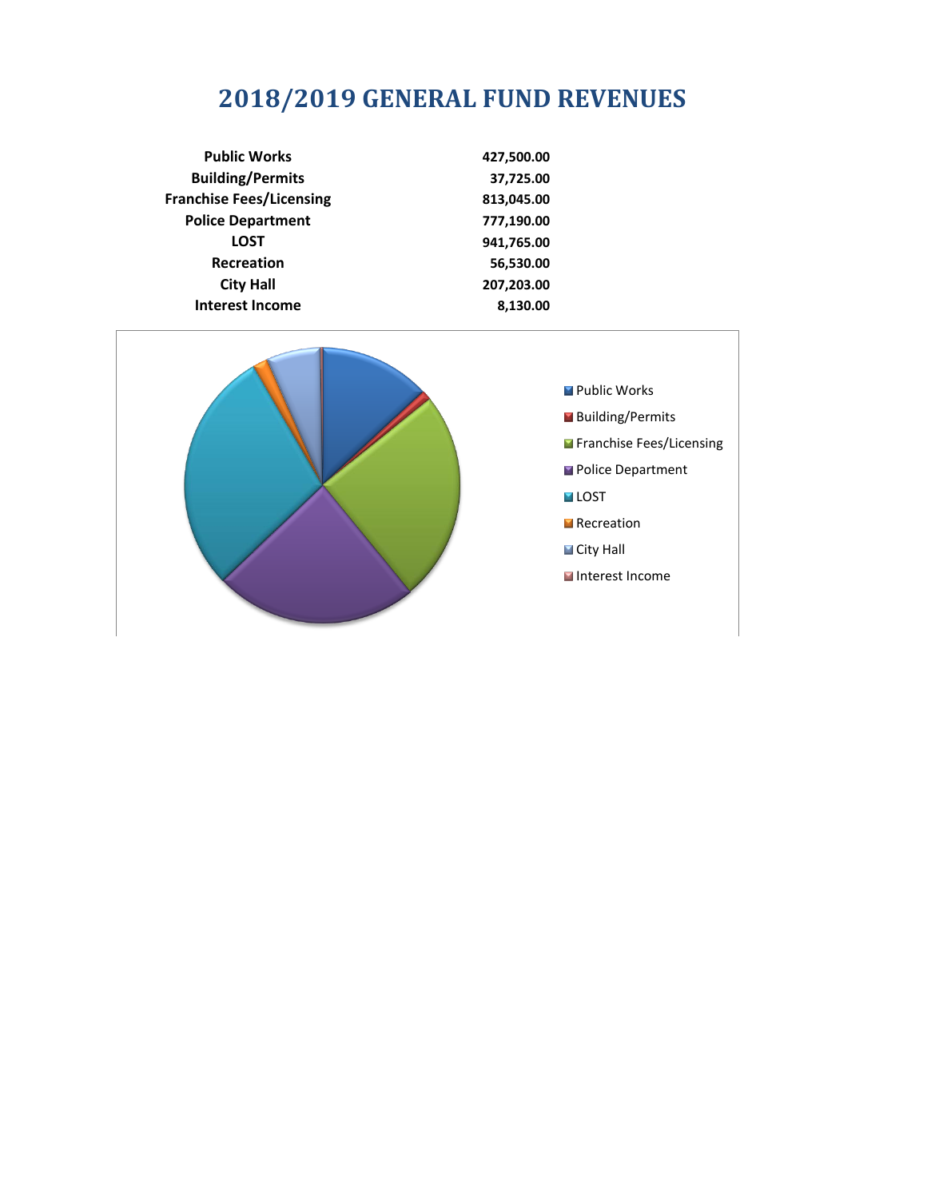# 2018/2019 GENERAL FUND REVENUES

| | |
|---|---|
| **Public Works** | **427,500.00** |
| **Building/Permits** | **37,725.00** |
| **Franchise Fees/Licensing** | **813,045.00** |
| **Police Department** | **777,190.00** |
| **LOST** | **941,765.00** |
| **Recreation** | **56,530.00** |
| **City Hall** | **207,203.00** |
| **Interest Income** | **8,130.00** |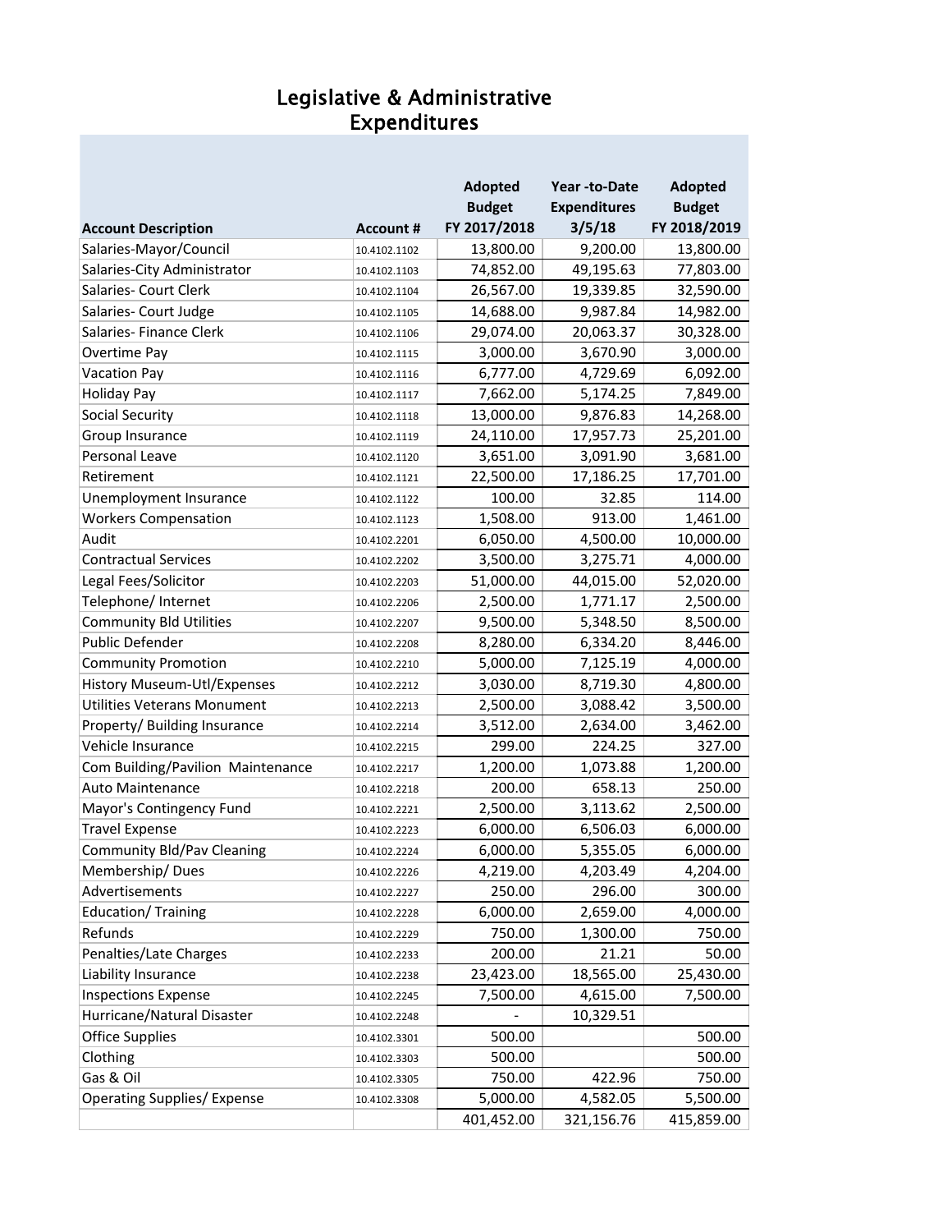# Legislative & Administrative Expenditures

| Account Description | Account # | Adopted Budget FY 2017/2018 | Year -to-Date Expenditures 3/5/18 | Adopted Budget FY 2018/2019 |
|---|---|---|---|---|
| Salaries-Mayor/Council | 10.4102.1102 | 13,800.00 | 9,200.00 | 13,800.00 |
| Salaries-City Administrator | 10.4102.1103 | 74,852.00 | 49,195.63 | 77,803.00 |
| Salaries- Court Clerk | 10.4102.1104 | 26,567.00 | 19,339.85 | 32,590.00 |
| Salaries- Court Judge | 10.4102.1105 | 14,688.00 | 9,987.84 | 14,982.00 |
| Salaries- Finance Clerk | 10.4102.1106 | 29,074.00 | 20,063.37 | 30,328.00 |
| Overtime Pay | 10.4102.1115 | 3,000.00 | 3,670.90 | 3,000.00 |
| Vacation Pay | 10.4102.1116 | 6,777.00 | 4,729.69 | 6,092.00 |
| Holiday Pay | 10.4102.1117 | 7,662.00 | 5,174.25 | 7,849.00 |
| Social Security | 10.4102.1118 | 13,000.00 | 9,876.83 | 14,268.00 |
| Group Insurance | 10.4102.1119 | 24,110.00 | 17,957.73 | 25,201.00 |
| Personal Leave | 10.4102.1120 | 3,651.00 | 3,091.90 | 3,681.00 |
| Retirement | 10.4102.1121 | 22,500.00 | 17,186.25 | 17,701.00 |
| Unemployment Insurance | 10.4102.1122 | 100.00 | 32.85 | 114.00 |
| Workers Compensation | 10.4102.1123 | 1,508.00 | 913.00 | 1,461.00 |
| Audit | 10.4102.2201 | 6,050.00 | 4,500.00 | 10,000.00 |
| Contractual Services | 10.4102.2202 | 3,500.00 | 3,275.71 | 4,000.00 |
| Legal Fees/Solicitor | 10.4102.2203 | 51,000.00 | 44,015.00 | 52,020.00 |
| Telephone/ Internet | 10.4102.2206 | 2,500.00 | 1,771.17 | 2,500.00 |
| Community Bld Utilities | 10.4102.2207 | 9,500.00 | 5,348.50 | 8,500.00 |
| Public Defender | 10.4102.2208 | 8,280.00 | 6,334.20 | 8,446.00 |
| Community Promotion | 10.4102.2210 | 5,000.00 | 7,125.19 | 4,000.00 |
| History Museum-Utl/Expenses | 10.4102.2212 | 3,030.00 | 8,719.30 | 4,800.00 |
| Utilities Veterans Monument | 10.4102.2213 | 2,500.00 | 3,088.42 | 3,500.00 |
| Property/ Building Insurance | 10.4102.2214 | 3,512.00 | 2,634.00 | 3,462.00 |
| Vehicle Insurance | 10.4102.2215 | 299.00 | 224.25 | 327.00 |
| Com Building/Pavilion Maintenance | 10.4102.2217 | 1,200.00 | 1,073.88 | 1,200.00 |
| Auto Maintenance | 10.4102.2218 | 200.00 | 658.13 | 250.00 |
| Mayor's Contingency Fund | 10.4102.2221 | 2,500.00 | 3,113.62 | 2,500.00 |
| Travel Expense | 10.4102.2223 | 6,000.00 | 6,506.03 | 6,000.00 |
| Community Bld/Pav Cleaning | 10.4102.2224 | 6,000.00 | 5,355.05 | 6,000.00 |
| Membership/ Dues | 10.4102.2226 | 4,219.00 | 4,203.49 | 4,204.00 |
| Advertisements | 10.4102.2227 | 250.00 | 296.00 | 300.00 |
| Education/ Training | 10.4102.2228 | 6,000.00 | 2,659.00 | 4,000.00 |
| Refunds | 10.4102.2229 | 750.00 | 1,300.00 | 750.00 |
| Penalties/Late Charges | 10.4102.2233 | 200.00 | 21.21 | 50.00 |
| Liability Insurance | 10.4102.2238 | 23,423.00 | 18,565.00 | 25,430.00 |
| Inspections Expense | 10.4102.2245 | 7,500.00 | 4,615.00 | 7,500.00 |
| Hurricane/Natural Disaster | 10.4102.2248 | - | 10,329.51 | |
| Office Supplies | 10.4102.3301 | 500.00 | | 500.00 |
| Clothing | 10.4102.3303 | 500.00 | | 500.00 |
| Gas & Oil | 10.4102.3305 | 750.00 | 422.96 | 750.00 |
| Operating Supplies/ Expense | 10.4102.3308 | 5,000.00 | 4,582.05 | 5,500.00 |
| | | 401,452.00 | 321,156.76 | 415,859.00 |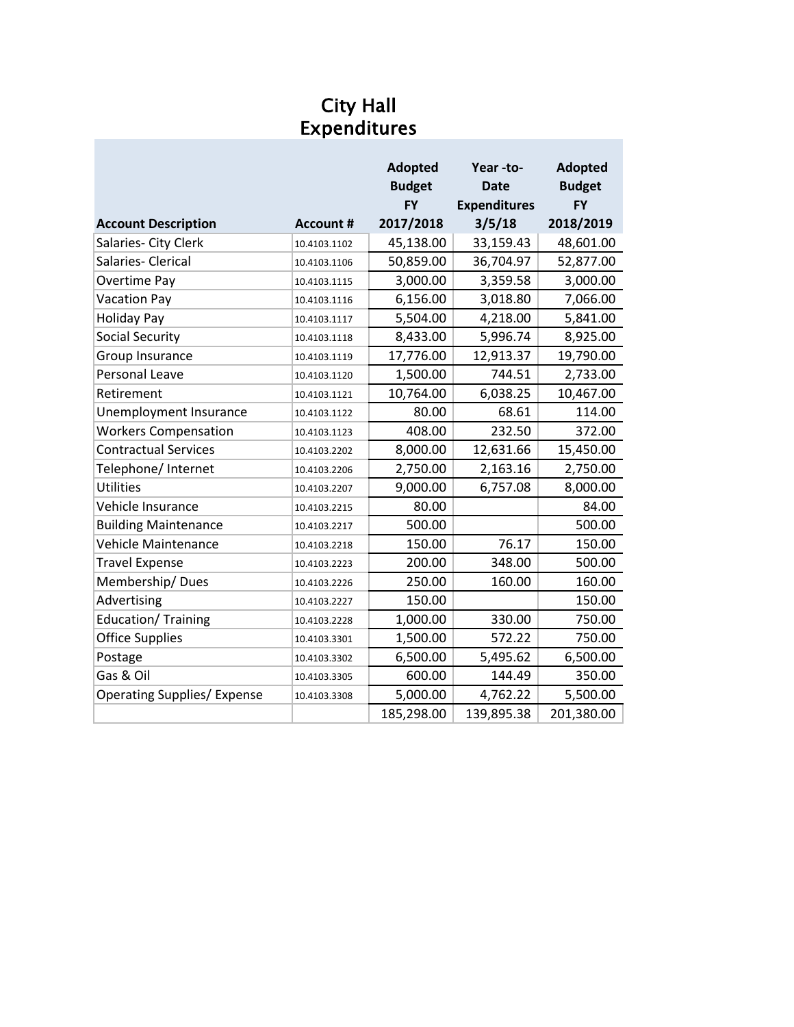# City Hall
# Expenditures

| Account Description | Account # | Adopted Budget FY 2017/2018 | Year -to- Date Expenditures 3/5/18 | Adopted Budget FY 2018/2019 |
|---|---|---|---|---|
| Salaries- City Clerk | 10.4103.1102 | 45,138.00 | 33,159.43 | 48,601.00 |
| Salaries- Clerical | 10.4103.1106 | 50,859.00 | 36,704.97 | 52,877.00 |
| Overtime Pay | 10.4103.1115 | 3,000.00 | 3,359.58 | 3,000.00 |
| Vacation Pay | 10.4103.1116 | 6,156.00 | 3,018.80 | 7,066.00 |
| Holiday Pay | 10.4103.1117 | 5,504.00 | 4,218.00 | 5,841.00 |
| Social Security | 10.4103.1118 | 8,433.00 | 5,996.74 | 8,925.00 |
| Group Insurance | 10.4103.1119 | 17,776.00 | 12,913.37 | 19,790.00 |
| Personal Leave | 10.4103.1120 | 1,500.00 | 744.51 | 2,733.00 |
| Retirement | 10.4103.1121 | 10,764.00 | 6,038.25 | 10,467.00 |
| Unemployment Insurance | 10.4103.1122 | 80.00 | 68.61 | 114.00 |
| Workers Compensation | 10.4103.1123 | 408.00 | 232.50 | 372.00 |
| Contractual Services | 10.4103.2202 | 8,000.00 | 12,631.66 | 15,450.00 |
| Telephone/ Internet | 10.4103.2206 | 2,750.00 | 2,163.16 | 2,750.00 |
| Utilities | 10.4103.2207 | 9,000.00 | 6,757.08 | 8,000.00 |
| Vehicle Insurance | 10.4103.2215 | 80.00 | | 84.00 |
| Building Maintenance | 10.4103.2217 | 500.00 | | 500.00 |
| Vehicle Maintenance | 10.4103.2218 | 150.00 | 76.17 | 150.00 |
| Travel Expense | 10.4103.2223 | 200.00 | 348.00 | 500.00 |
| Membership/ Dues | 10.4103.2226 | 250.00 | 160.00 | 160.00 |
| Advertising | 10.4103.2227 | 150.00 | | 150.00 |
| Education/ Training | 10.4103.2228 | 1,000.00 | 330.00 | 750.00 |
| Office Supplies | 10.4103.3301 | 1,500.00 | 572.22 | 750.00 |
| Postage | 10.4103.3302 | 6,500.00 | 5,495.62 | 6,500.00 |
| Gas & Oil | 10.4103.3305 | 600.00 | 144.49 | 350.00 |
| Operating Supplies/ Expense | 10.4103.3308 | 5,000.00 | 4,762.22 | 5,500.00 |
| | | 185,298.00 | 139,895.38 | 201,380.00 |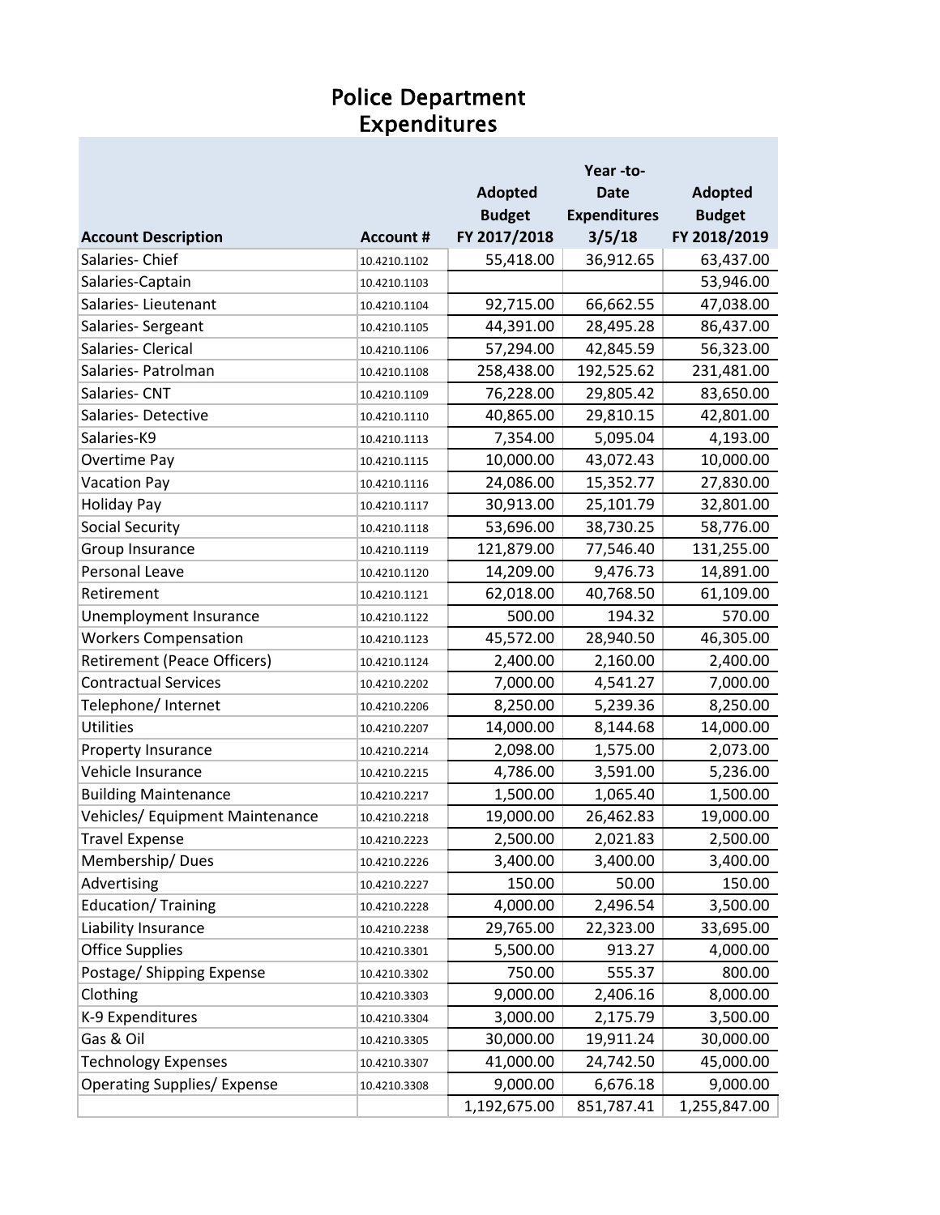# Police Department Expenditures

| Account Description | Account # | Adopted Budget FY 2017/2018 | Year -to-Date Expenditures 3/5/18 | Adopted Budget FY 2018/2019 |
|---|---|---|---|---|
| Salaries- Chief | 10.4210.1102 | 55,418.00 | 36,912.65 | 63,437.00 |
| Salaries-Captain | 10.4210.1103 | | | 53,946.00 |
| Salaries- Lieutenant | 10.4210.1104 | 92,715.00 | 66,662.55 | 47,038.00 |
| Salaries- Sergeant | 10.4210.1105 | 44,391.00 | 28,495.28 | 86,437.00 |
| Salaries- Clerical | 10.4210.1106 | 57,294.00 | 42,845.59 | 56,323.00 |
| Salaries- Patrolman | 10.4210.1108 | 258,438.00 | 192,525.62 | 231,481.00 |
| Salaries- CNT | 10.4210.1109 | 76,228.00 | 29,805.42 | 83,650.00 |
| Salaries- Detective | 10.4210.1110 | 40,865.00 | 29,810.15 | 42,801.00 |
| Salaries-K9 | 10.4210.1113 | 7,354.00 | 5,095.04 | 4,193.00 |
| Overtime Pay | 10.4210.1115 | 10,000.00 | 43,072.43 | 10,000.00 |
| Vacation Pay | 10.4210.1116 | 24,086.00 | 15,352.77 | 27,830.00 |
| Holiday Pay | 10.4210.1117 | 30,913.00 | 25,101.79 | 32,801.00 |
| Social Security | 10.4210.1118 | 53,696.00 | 38,730.25 | 58,776.00 |
| Group Insurance | 10.4210.1119 | 121,879.00 | 77,546.40 | 131,255.00 |
| Personal Leave | 10.4210.1120 | 14,209.00 | 9,476.73 | 14,891.00 |
| Retirement | 10.4210.1121 | 62,018.00 | 40,768.50 | 61,109.00 |
| Unemployment Insurance | 10.4210.1122 | 500.00 | 194.32 | 570.00 |
| Workers Compensation | 10.4210.1123 | 45,572.00 | 28,940.50 | 46,305.00 |
| Retirement (Peace Officers) | 10.4210.1124 | 2,400.00 | 2,160.00 | 2,400.00 |
| Contractual Services | 10.4210.2202 | 7,000.00 | 4,541.27 | 7,000.00 |
| Telephone/ Internet | 10.4210.2206 | 8,250.00 | 5,239.36 | 8,250.00 |
| Utilities | 10.4210.2207 | 14,000.00 | 8,144.68 | 14,000.00 |
| Property Insurance | 10.4210.2214 | 2,098.00 | 1,575.00 | 2,073.00 |
| Vehicle Insurance | 10.4210.2215 | 4,786.00 | 3,591.00 | 5,236.00 |
| Building Maintenance | 10.4210.2217 | 1,500.00 | 1,065.40 | 1,500.00 |
| Vehicles/ Equipment Maintenance | 10.4210.2218 | 19,000.00 | 26,462.83 | 19,000.00 |
| Travel Expense | 10.4210.2223 | 2,500.00 | 2,021.83 | 2,500.00 |
| Membership/ Dues | 10.4210.2226 | 3,400.00 | 3,400.00 | 3,400.00 |
| Advertising | 10.4210.2227 | 150.00 | 50.00 | 150.00 |
| Education/ Training | 10.4210.2228 | 4,000.00 | 2,496.54 | 3,500.00 |
| Liability Insurance | 10.4210.2238 | 29,765.00 | 22,323.00 | 33,695.00 |
| Office Supplies | 10.4210.3301 | 5,500.00 | 913.27 | 4,000.00 |
| Postage/ Shipping Expense | 10.4210.3302 | 750.00 | 555.37 | 800.00 |
| Clothing | 10.4210.3303 | 9,000.00 | 2,406.16 | 8,000.00 |
| K-9 Expenditures | 10.4210.3304 | 3,000.00 | 2,175.79 | 3,500.00 |
| Gas & Oil | 10.4210.3305 | 30,000.00 | 19,911.24 | 30,000.00 |
| Technology Expenses | 10.4210.3307 | 41,000.00 | 24,742.50 | 45,000.00 |
| Operating Supplies/ Expense | 10.4210.3308 | 9,000.00 | 6,676.18 | 9,000.00 |
| | | 1,192,675.00 | 851,787.41 | 1,255,847.00 |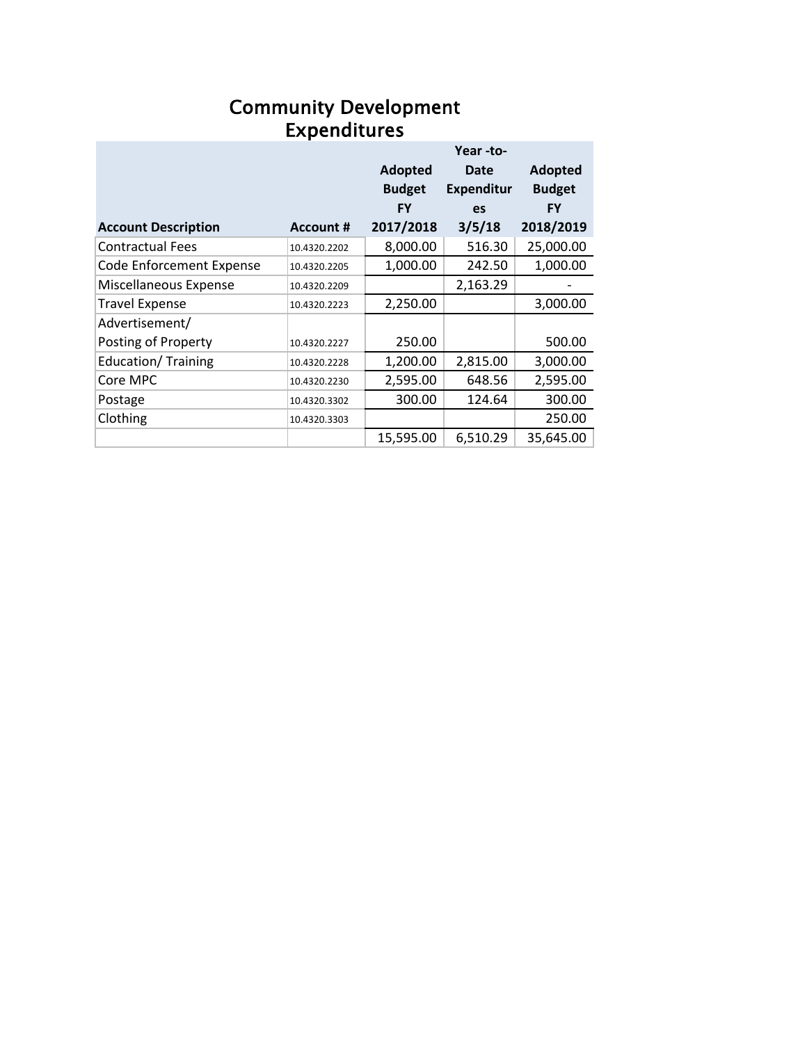# Community Development Expenditures

| Account Description | Account # | Adopted Budget FY 2017/2018 | Year -to-Date Expenditures 3/5/18 | Adopted Budget FY 2018/2019 |
|---|---|---|---|---|
| Contractual Fees | 10.4320.2202 | 8,000.00 | 516.30 | 25,000.00 |
| Code Enforcement Expense | 10.4320.2205 | 1,000.00 | 242.50 | 1,000.00 |
| Miscellaneous Expense | 10.4320.2209 | | 2,163.29 | - |
| Travel Expense | 10.4320.2223 | 2,250.00 | | 3,000.00 |
| Advertisement/ Posting of Property | 10.4320.2227 | 250.00 | | 500.00 |
| Education/ Training | 10.4320.2228 | 1,200.00 | 2,815.00 | 3,000.00 |
| Core MPC | 10.4320.2230 | 2,595.00 | 648.56 | 2,595.00 |
| Postage | 10.4320.3302 | 300.00 | 124.64 | 300.00 |
| Clothing | 10.4320.3303 | | | 250.00 |
| | | 15,595.00 | 6,510.29 | 35,645.00 |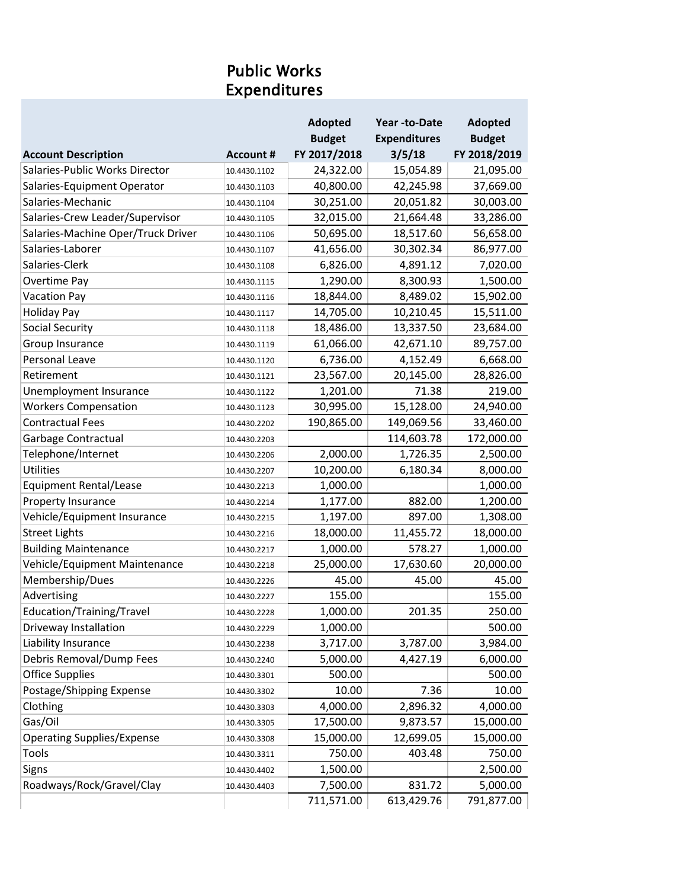# Public Works Expenditures

| Account Description | Account # | Adopted Budget FY 2017/2018 | Year -to-Date Expenditures 3/5/18 | Adopted Budget FY 2018/2019 |
|---|---|---|---|---|
| Salaries-Public Works Director | 10.4430.1102 | 24,322.00 | 15,054.89 | 21,095.00 |
| Salaries-Equipment Operator | 10.4430.1103 | 40,800.00 | 42,245.98 | 37,669.00 |
| Salaries-Mechanic | 10.4430.1104 | 30,251.00 | 20,051.82 | 30,003.00 |
| Salaries-Crew Leader/Supervisor | 10.4430.1105 | 32,015.00 | 21,664.48 | 33,286.00 |
| Salaries-Machine Oper/Truck Driver | 10.4430.1106 | 50,695.00 | 18,517.60 | 56,658.00 |
| Salaries-Laborer | 10.4430.1107 | 41,656.00 | 30,302.34 | 86,977.00 |
| Salaries-Clerk | 10.4430.1108 | 6,826.00 | 4,891.12 | 7,020.00 |
| Overtime Pay | 10.4430.1115 | 1,290.00 | 8,300.93 | 1,500.00 |
| Vacation Pay | 10.4430.1116 | 18,844.00 | 8,489.02 | 15,902.00 |
| Holiday Pay | 10.4430.1117 | 14,705.00 | 10,210.45 | 15,511.00 |
| Social Security | 10.4430.1118 | 18,486.00 | 13,337.50 | 23,684.00 |
| Group Insurance | 10.4430.1119 | 61,066.00 | 42,671.10 | 89,757.00 |
| Personal Leave | 10.4430.1120 | 6,736.00 | 4,152.49 | 6,668.00 |
| Retirement | 10.4430.1121 | 23,567.00 | 20,145.00 | 28,826.00 |
| Unemployment Insurance | 10.4430.1122 | 1,201.00 | 71.38 | 219.00 |
| Workers Compensation | 10.4430.1123 | 30,995.00 | 15,128.00 | 24,940.00 |
| Contractual Fees | 10.4430.2202 | 190,865.00 | 149,069.56 | 33,460.00 |
| Garbage Contractual | 10.4430.2203 | | 114,603.78 | 172,000.00 |
| Telephone/Internet | 10.4430.2206 | 2,000.00 | 1,726.35 | 2,500.00 |
| Utilities | 10.4430.2207 | 10,200.00 | 6,180.34 | 8,000.00 |
| Equipment Rental/Lease | 10.4430.2213 | 1,000.00 | | 1,000.00 |
| Property Insurance | 10.4430.2214 | 1,177.00 | 882.00 | 1,200.00 |
| Vehicle/Equipment Insurance | 10.4430.2215 | 1,197.00 | 897.00 | 1,308.00 |
| Street Lights | 10.4430.2216 | 18,000.00 | 11,455.72 | 18,000.00 |
| Building Maintenance | 10.4430.2217 | 1,000.00 | 578.27 | 1,000.00 |
| Vehicle/Equipment Maintenance | 10.4430.2218 | 25,000.00 | 17,630.60 | 20,000.00 |
| Membership/Dues | 10.4430.2226 | 45.00 | 45.00 | 45.00 |
| Advertising | 10.4430.2227 | 155.00 | | 155.00 |
| Education/Training/Travel | 10.4430.2228 | 1,000.00 | 201.35 | 250.00 |
| Driveway Installation | 10.4430.2229 | 1,000.00 | | 500.00 |
| Liability Insurance | 10.4430.2238 | 3,717.00 | 3,787.00 | 3,984.00 |
| Debris Removal/Dump Fees | 10.4430.2240 | 5,000.00 | 4,427.19 | 6,000.00 |
| Office Supplies | 10.4430.3301 | 500.00 | | 500.00 |
| Postage/Shipping Expense | 10.4430.3302 | 10.00 | 7.36 | 10.00 |
| Clothing | 10.4430.3303 | 4,000.00 | 2,896.32 | 4,000.00 |
| Gas/Oil | 10.4430.3305 | 17,500.00 | 9,873.57 | 15,000.00 |
| Operating Supplies/Expense | 10.4430.3308 | 15,000.00 | 12,699.05 | 15,000.00 |
| Tools | 10.4430.3311 | 750.00 | 403.48 | 750.00 |
| Signs | 10.4430.4402 | 1,500.00 | | 2,500.00 |
| Roadways/Rock/Gravel/Clay | 10.4430.4403 | 7,500.00 | 831.72 | 5,000.00 |
| | | 711,571.00 | 613,429.76 | 791,877.00 |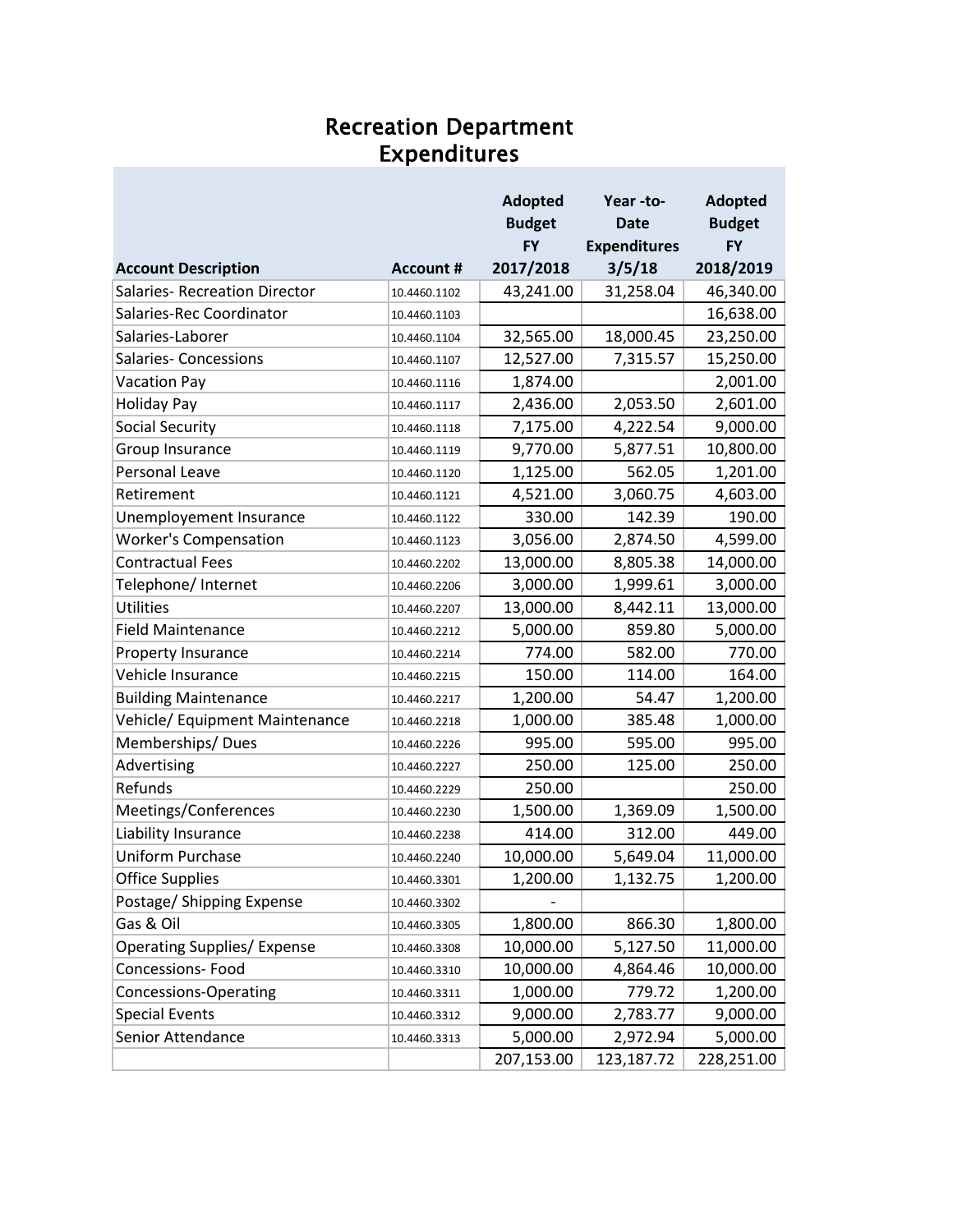# Recreation Department Expenditures

| Account Description | Account # | Adopted Budget FY 2017/2018 | Year -to- Date Expenditures 3/5/18 | Adopted Budget FY 2018/2019 |
|---|---|---|---|---|
| Salaries- Recreation Director | 10.4460.1102 | 43,241.00 | 31,258.04 | 46,340.00 |
| Salaries-Rec Coordinator | 10.4460.1103 | | | 16,638.00 |
| Salaries-Laborer | 10.4460.1104 | 32,565.00 | 18,000.45 | 23,250.00 |
| Salaries- Concessions | 10.4460.1107 | 12,527.00 | 7,315.57 | 15,250.00 |
| Vacation Pay | 10.4460.1116 | 1,874.00 | | 2,001.00 |
| Holiday Pay | 10.4460.1117 | 2,436.00 | 2,053.50 | 2,601.00 |
| Social Security | 10.4460.1118 | 7,175.00 | 4,222.54 | 9,000.00 |
| Group Insurance | 10.4460.1119 | 9,770.00 | 5,877.51 | 10,800.00 |
| Personal Leave | 10.4460.1120 | 1,125.00 | 562.05 | 1,201.00 |
| Retirement | 10.4460.1121 | 4,521.00 | 3,060.75 | 4,603.00 |
| Unemployement Insurance | 10.4460.1122 | 330.00 | 142.39 | 190.00 |
| Worker's Compensation | 10.4460.1123 | 3,056.00 | 2,874.50 | 4,599.00 |
| Contractual Fees | 10.4460.2202 | 13,000.00 | 8,805.38 | 14,000.00 |
| Telephone/ Internet | 10.4460.2206 | 3,000.00 | 1,999.61 | 3,000.00 |
| Utilities | 10.4460.2207 | 13,000.00 | 8,442.11 | 13,000.00 |
| Field Maintenance | 10.4460.2212 | 5,000.00 | 859.80 | 5,000.00 |
| Property Insurance | 10.4460.2214 | 774.00 | 582.00 | 770.00 |
| Vehicle Insurance | 10.4460.2215 | 150.00 | 114.00 | 164.00 |
| Building Maintenance | 10.4460.2217 | 1,200.00 | 54.47 | 1,200.00 |
| Vehicle/ Equipment Maintenance | 10.4460.2218 | 1,000.00 | 385.48 | 1,000.00 |
| Memberships/ Dues | 10.4460.2226 | 995.00 | 595.00 | 995.00 |
| Advertising | 10.4460.2227 | 250.00 | 125.00 | 250.00 |
| Refunds | 10.4460.2229 | 250.00 | | 250.00 |
| Meetings/Conferences | 10.4460.2230 | 1,500.00 | 1,369.09 | 1,500.00 |
| Liability Insurance | 10.4460.2238 | 414.00 | 312.00 | 449.00 |
| Uniform Purchase | 10.4460.2240 | 10,000.00 | 5,649.04 | 11,000.00 |
| Office Supplies | 10.4460.3301 | 1,200.00 | 1,132.75 | 1,200.00 |
| Postage/ Shipping Expense | 10.4460.3302 | - | | |
| Gas & Oil | 10.4460.3305 | 1,800.00 | 866.30 | 1,800.00 |
| Operating Supplies/ Expense | 10.4460.3308 | 10,000.00 | 5,127.50 | 11,000.00 |
| Concessions- Food | 10.4460.3310 | 10,000.00 | 4,864.46 | 10,000.00 |
| Concessions-Operating | 10.4460.3311 | 1,000.00 | 779.72 | 1,200.00 |
| Special Events | 10.4460.3312 | 9,000.00 | 2,783.77 | 9,000.00 |
| Senior Attendance | 10.4460.3313 | 5,000.00 | 2,972.94 | 5,000.00 |
| | | 207,153.00 | 123,187.72 | 228,251.00 |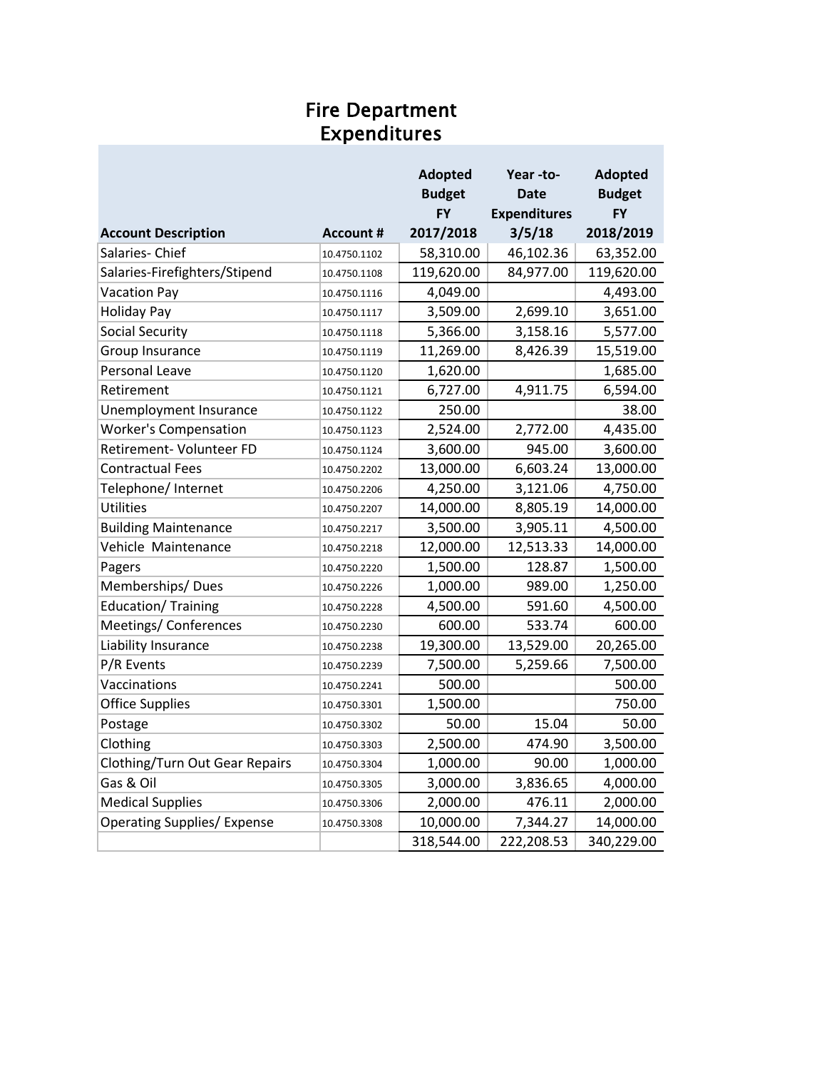# Fire Department
# Expenditures

| Account Description | Account # | Adopted Budget FY 2017/2018 | Year -to- Date Expenditures 3/5/18 | Adopted Budget FY 2018/2019 |
|---|---|---|---|---|
| Salaries- Chief | 10.4750.1102 | 58,310.00 | 46,102.36 | 63,352.00 |
| Salaries-Firefighters/Stipend | 10.4750.1108 | 119,620.00 | 84,977.00 | 119,620.00 |
| Vacation Pay | 10.4750.1116 | 4,049.00 | | 4,493.00 |
| Holiday Pay | 10.4750.1117 | 3,509.00 | 2,699.10 | 3,651.00 |
| Social Security | 10.4750.1118 | 5,366.00 | 3,158.16 | 5,577.00 |
| Group Insurance | 10.4750.1119 | 11,269.00 | 8,426.39 | 15,519.00 |
| Personal Leave | 10.4750.1120 | 1,620.00 | | 1,685.00 |
| Retirement | 10.4750.1121 | 6,727.00 | 4,911.75 | 6,594.00 |
| Unemployment Insurance | 10.4750.1122 | 250.00 | | 38.00 |
| Worker's Compensation | 10.4750.1123 | 2,524.00 | 2,772.00 | 4,435.00 |
| Retirement- Volunteer FD | 10.4750.1124 | 3,600.00 | 945.00 | 3,600.00 |
| Contractual Fees | 10.4750.2202 | 13,000.00 | 6,603.24 | 13,000.00 |
| Telephone/ Internet | 10.4750.2206 | 4,250.00 | 3,121.06 | 4,750.00 |
| Utilities | 10.4750.2207 | 14,000.00 | 8,805.19 | 14,000.00 |
| Building Maintenance | 10.4750.2217 | 3,500.00 | 3,905.11 | 4,500.00 |
| Vehicle Maintenance | 10.4750.2218 | 12,000.00 | 12,513.33 | 14,000.00 |
| Pagers | 10.4750.2220 | 1,500.00 | 128.87 | 1,500.00 |
| Memberships/ Dues | 10.4750.2226 | 1,000.00 | 989.00 | 1,250.00 |
| Education/ Training | 10.4750.2228 | 4,500.00 | 591.60 | 4,500.00 |
| Meetings/ Conferences | 10.4750.2230 | 600.00 | 533.74 | 600.00 |
| Liability Insurance | 10.4750.2238 | 19,300.00 | 13,529.00 | 20,265.00 |
| P/R Events | 10.4750.2239 | 7,500.00 | 5,259.66 | 7,500.00 |
| Vaccinations | 10.4750.2241 | 500.00 | | 500.00 |
| Office Supplies | 10.4750.3301 | 1,500.00 | | 750.00 |
| Postage | 10.4750.3302 | 50.00 | 15.04 | 50.00 |
| Clothing | 10.4750.3303 | 2,500.00 | 474.90 | 3,500.00 |
| Clothing/Turn Out Gear Repairs | 10.4750.3304 | 1,000.00 | 90.00 | 1,000.00 |
| Gas & Oil | 10.4750.3305 | 3,000.00 | 3,836.65 | 4,000.00 |
| Medical Supplies | 10.4750.3306 | 2,000.00 | 476.11 | 2,000.00 |
| Operating Supplies/ Expense | 10.4750.3308 | 10,000.00 | 7,344.27 | 14,000.00 |
| | | 318,544.00 | 222,208.53 | 340,229.00 |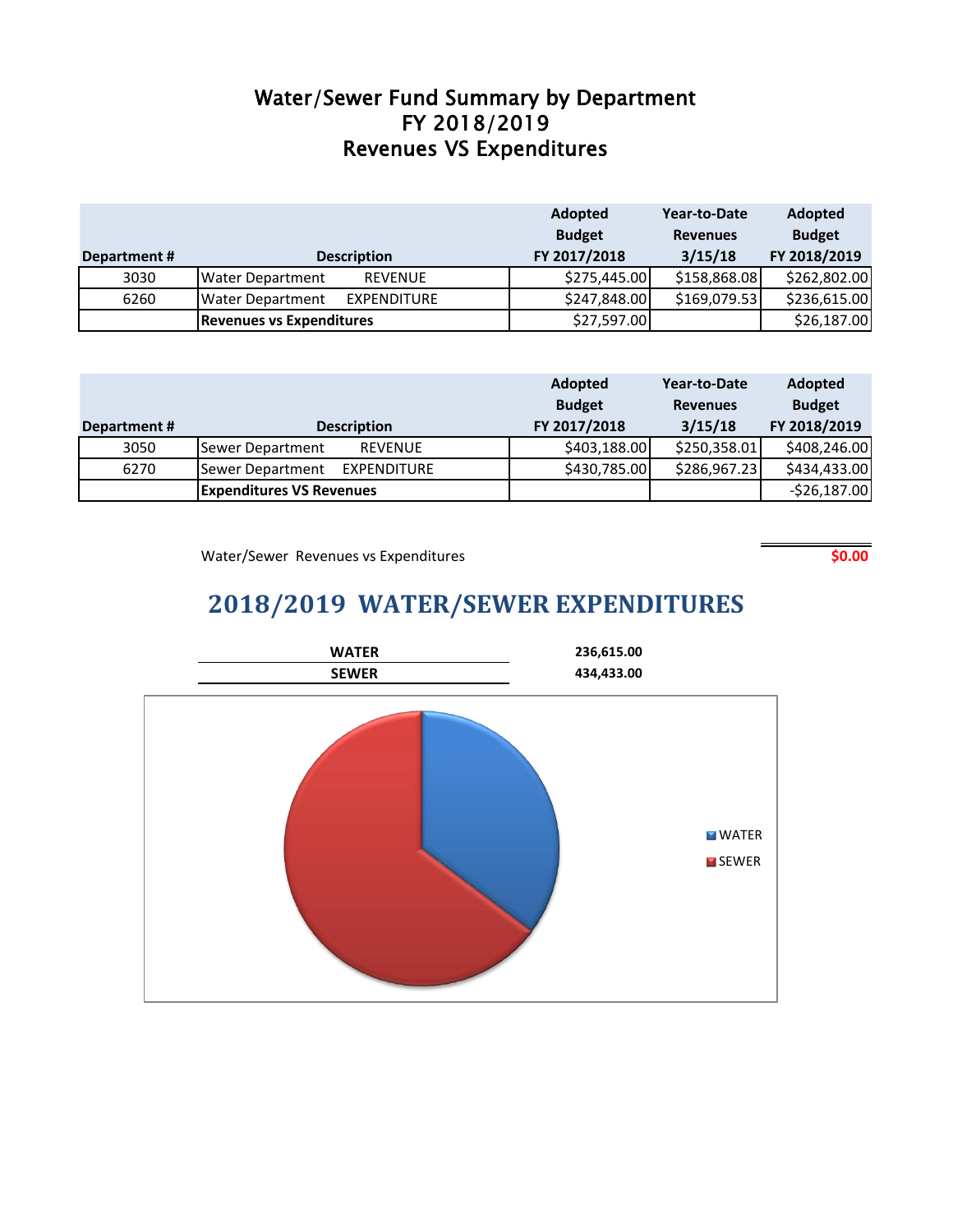# Water/Sewer Fund Summary by Department
## FY 2018/2019
## Revenues VS Expenditures

| Department # | Description | Adopted Budget FY 2017/2018 | Year-to-Date Revenues 3/15/18 | Adopted Budget FY 2018/2019 |
|---|---|---|---|---|
| 3030 | Water Department REVENUE | $275,445.00 | $158,868.08 | $262,802.00 |
| 6260 | Water Department EXPENDITURE | $247,848.00 | $169,079.53 | $236,615.00 |
| | **Revenues vs Expenditures** | $27,597.00 | | $26,187.00 |

| Department # | Description | Adopted Budget FY 2017/2018 | Year-to-Date Revenues 3/15/18 | Adopted Budget FY 2018/2019 |
|---|---|---|---|---|
| 3050 | Sewer Department REVENUE | $403,188.00 | $250,358.01 | $408,246.00 |
| 6270 | Sewer Department EXPENDITURE | $430,785.00 | $286,967.23 | $434,433.00 |
| | **Expenditures VS Revenues** | | | -$26,187.00 |

Water/Sewer Revenues vs Expenditures **$0.00**

## 2018/2019 WATER/SEWER EXPENDITURES

| | |
|---|---|
| **WATER** | **236,615.00** |
| **SEWER** | **434,433.00** |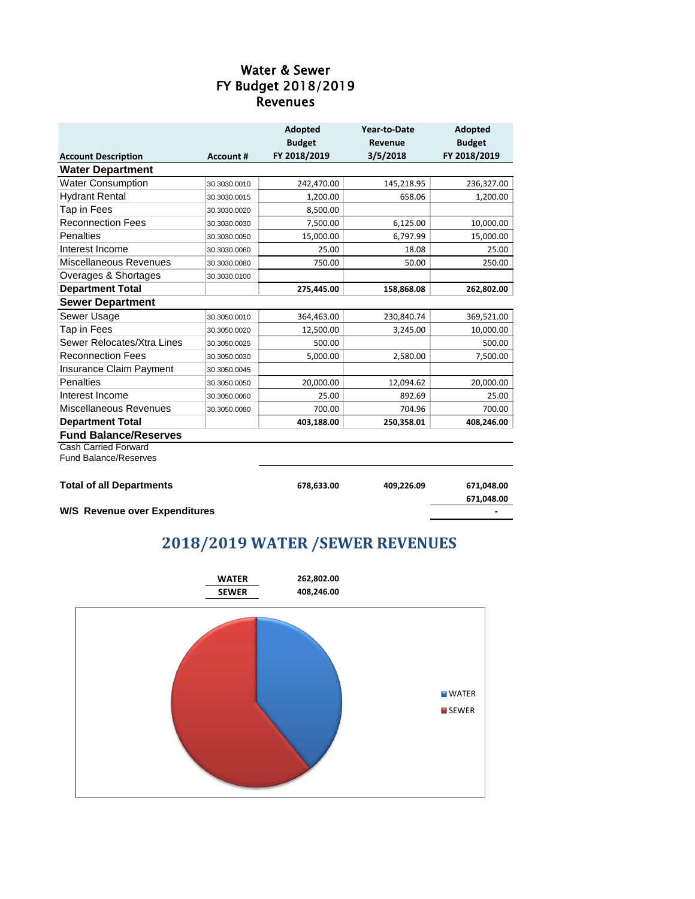# Water & Sewer
# FY Budget 2018/2019
# Revenues

| Account Description | Account # | Adopted Budget FY 2018/2019 | Year-to-Date Revenue 3/5/2018 | Adopted Budget FY 2018/2019 |
|---|---|---|---|---|
| **Water Department** | | | | |
| Water Consumption | 30.3030.0010 | 242,470.00 | 145,218.95 | 236,327.00 |
| Hydrant Rental | 30.3030.0015 | 1,200.00 | 658.06 | 1,200.00 |
| Tap in Fees | 30.3030.0020 | 8,500.00 | | |
| Reconnection Fees | 30.3030.0030 | 7,500.00 | 6,125.00 | 10,000.00 |
| Penalties | 30.3030.0050 | 15,000.00 | 6,797.99 | 15,000.00 |
| Interest Income | 30.3030.0060 | 25.00 | 18.08 | 25.00 |
| Miscellaneous Revenues | 30.3030.0080 | 750.00 | 50.00 | 250.00 |
| Overages & Shortages | 30.3030.0100 | | | |
| **Department Total** | | **275,445.00** | **158,868.08** | **262,802.00** |
| **Sewer Department** | | | | |
| Sewer Usage | 30.3050.0010 | 364,463.00 | 230,840.74 | 369,521.00 |
| Tap in Fees | 30.3050.0020 | 12,500.00 | 3,245.00 | 10,000.00 |
| Sewer Relocates/Xtra Lines | 30.3050.0025 | 500.00 | | 500.00 |
| Reconnection Fees | 30.3050.0030 | 5,000.00 | 2,580.00 | 7,500.00 |
| Insurance Claim Payment | 30.3050.0045 | | | |
| Penalties | 30.3050.0050 | 20,000.00 | 12,094.62 | 20,000.00 |
| Interest Income | 30.3050.0060 | 25.00 | 892.69 | 25.00 |
| Miscellaneous Revenues | 30.3050.0080 | 700.00 | 704.96 | 700.00 |
| **Department Total** | | **403,188.00** | **250,358.01** | **408,246.00** |
| **Fund Balance/Reserves** | | | | |
| Cash Carried Forward | | | | |
| Fund Balance/Reserves | | | | |
| **Total of all Departments** | | **678,633.00** | **409,226.09** | **671,048.00** |
| | | | | **671,048.00** |
| **W/S Revenue over Expenditures** | | | | **-** |

## 2018/2019 WATER /SEWER REVENUES

| | |
|---|---|
| **WATER** | **262,802.00** |
| **SEWER** | **408,246.00** |

WATER
SEWER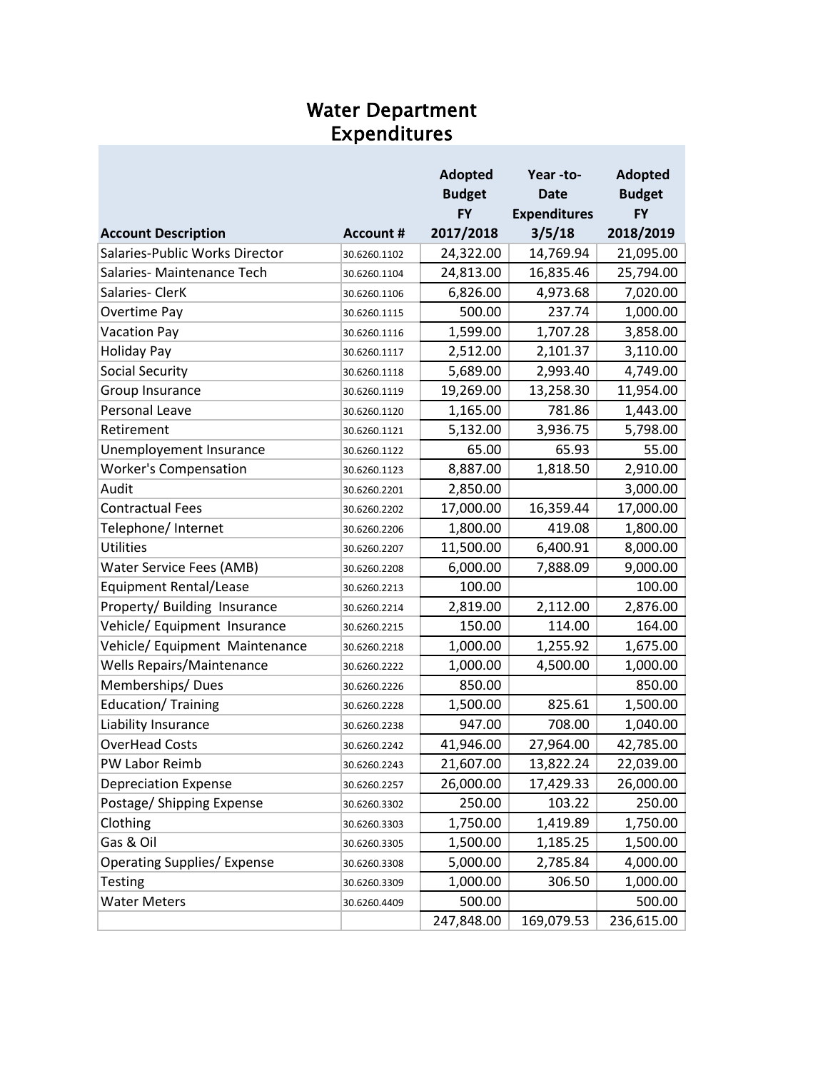# Water Department Expenditures

| Account Description | Account # | Adopted Budget FY 2017/2018 | Year -to-Date Expenditures 3/5/18 | Adopted Budget FY 2018/2019 |
|---|---|---|---|---|
| Salaries-Public Works Director | 30.6260.1102 | 24,322.00 | 14,769.94 | 21,095.00 |
| Salaries- Maintenance Tech | 30.6260.1104 | 24,813.00 | 16,835.46 | 25,794.00 |
| Salaries- ClerK | 30.6260.1106 | 6,826.00 | 4,973.68 | 7,020.00 |
| Overtime Pay | 30.6260.1115 | 500.00 | 237.74 | 1,000.00 |
| Vacation Pay | 30.6260.1116 | 1,599.00 | 1,707.28 | 3,858.00 |
| Holiday Pay | 30.6260.1117 | 2,512.00 | 2,101.37 | 3,110.00 |
| Social Security | 30.6260.1118 | 5,689.00 | 2,993.40 | 4,749.00 |
| Group Insurance | 30.6260.1119 | 19,269.00 | 13,258.30 | 11,954.00 |
| Personal Leave | 30.6260.1120 | 1,165.00 | 781.86 | 1,443.00 |
| Retirement | 30.6260.1121 | 5,132.00 | 3,936.75 | 5,798.00 |
| Unemployement Insurance | 30.6260.1122 | 65.00 | 65.93 | 55.00 |
| Worker's Compensation | 30.6260.1123 | 8,887.00 | 1,818.50 | 2,910.00 |
| Audit | 30.6260.2201 | 2,850.00 | | 3,000.00 |
| Contractual Fees | 30.6260.2202 | 17,000.00 | 16,359.44 | 17,000.00 |
| Telephone/ Internet | 30.6260.2206 | 1,800.00 | 419.08 | 1,800.00 |
| Utilities | 30.6260.2207 | 11,500.00 | 6,400.91 | 8,000.00 |
| Water Service Fees (AMB) | 30.6260.2208 | 6,000.00 | 7,888.09 | 9,000.00 |
| Equipment Rental/Lease | 30.6260.2213 | 100.00 | | 100.00 |
| Property/ Building Insurance | 30.6260.2214 | 2,819.00 | 2,112.00 | 2,876.00 |
| Vehicle/ Equipment Insurance | 30.6260.2215 | 150.00 | 114.00 | 164.00 |
| Vehicle/ Equipment Maintenance | 30.6260.2218 | 1,000.00 | 1,255.92 | 1,675.00 |
| Wells Repairs/Maintenance | 30.6260.2222 | 1,000.00 | 4,500.00 | 1,000.00 |
| Memberships/ Dues | 30.6260.2226 | 850.00 | | 850.00 |
| Education/ Training | 30.6260.2228 | 1,500.00 | 825.61 | 1,500.00 |
| Liability Insurance | 30.6260.2238 | 947.00 | 708.00 | 1,040.00 |
| OverHead Costs | 30.6260.2242 | 41,946.00 | 27,964.00 | 42,785.00 |
| PW Labor Reimb | 30.6260.2243 | 21,607.00 | 13,822.24 | 22,039.00 |
| Depreciation Expense | 30.6260.2257 | 26,000.00 | 17,429.33 | 26,000.00 |
| Postage/ Shipping Expense | 30.6260.3302 | 250.00 | 103.22 | 250.00 |
| Clothing | 30.6260.3303 | 1,750.00 | 1,419.89 | 1,750.00 |
| Gas & Oil | 30.6260.3305 | 1,500.00 | 1,185.25 | 1,500.00 |
| Operating Supplies/ Expense | 30.6260.3308 | 5,000.00 | 2,785.84 | 4,000.00 |
| Testing | 30.6260.3309 | 1,000.00 | 306.50 | 1,000.00 |
| Water Meters | 30.6260.4409 | 500.00 | | 500.00 |
| | | 247,848.00 | 169,079.53 | 236,615.00 |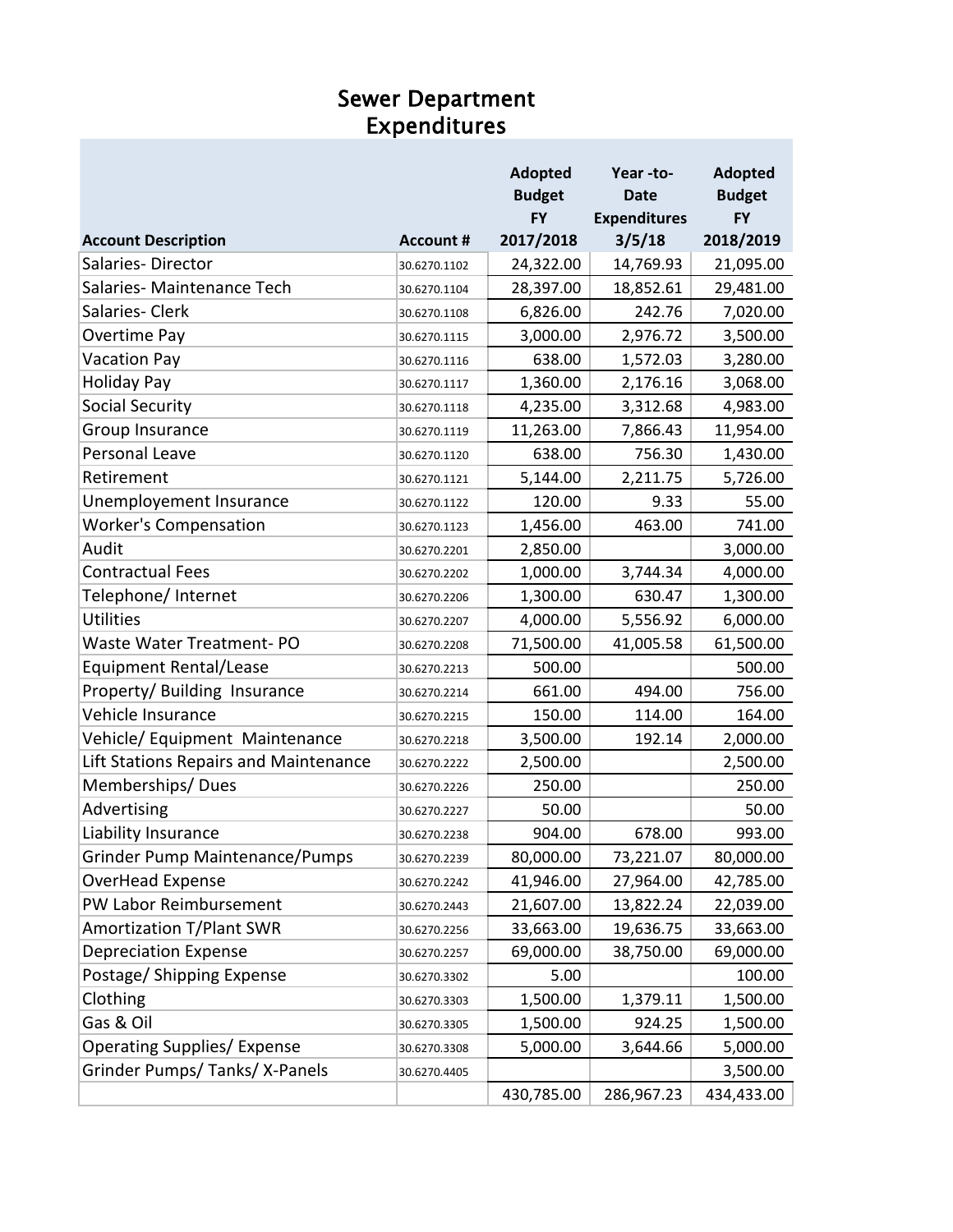# Sewer Department
## Expenditures

| Account Description | Account # | Adopted Budget FY 2017/2018 | Year -to-Date Expenditures 3/5/18 | Adopted Budget FY 2018/2019 |
|---|---|---|---|---|
| Salaries- Director | 30.6270.1102 | 24,322.00 | 14,769.93 | 21,095.00 |
| Salaries- Maintenance Tech | 30.6270.1104 | 28,397.00 | 18,852.61 | 29,481.00 |
| Salaries- Clerk | 30.6270.1108 | 6,826.00 | 242.76 | 7,020.00 |
| Overtime Pay | 30.6270.1115 | 3,000.00 | 2,976.72 | 3,500.00 |
| Vacation Pay | 30.6270.1116 | 638.00 | 1,572.03 | 3,280.00 |
| Holiday Pay | 30.6270.1117 | 1,360.00 | 2,176.16 | 3,068.00 |
| Social Security | 30.6270.1118 | 4,235.00 | 3,312.68 | 4,983.00 |
| Group Insurance | 30.6270.1119 | 11,263.00 | 7,866.43 | 11,954.00 |
| Personal Leave | 30.6270.1120 | 638.00 | 756.30 | 1,430.00 |
| Retirement | 30.6270.1121 | 5,144.00 | 2,211.75 | 5,726.00 |
| Unemployement Insurance | 30.6270.1122 | 120.00 | 9.33 | 55.00 |
| Worker's Compensation | 30.6270.1123 | 1,456.00 | 463.00 | 741.00 |
| Audit | 30.6270.2201 | 2,850.00 | | 3,000.00 |
| Contractual Fees | 30.6270.2202 | 1,000.00 | 3,744.34 | 4,000.00 |
| Telephone/ Internet | 30.6270.2206 | 1,300.00 | 630.47 | 1,300.00 |
| Utilities | 30.6270.2207 | 4,000.00 | 5,556.92 | 6,000.00 |
| Waste Water Treatment- PO | 30.6270.2208 | 71,500.00 | 41,005.58 | 61,500.00 |
| Equipment Rental/Lease | 30.6270.2213 | 500.00 | | 500.00 |
| Property/ Building Insurance | 30.6270.2214 | 661.00 | 494.00 | 756.00 |
| Vehicle Insurance | 30.6270.2215 | 150.00 | 114.00 | 164.00 |
| Vehicle/ Equipment Maintenance | 30.6270.2218 | 3,500.00 | 192.14 | 2,000.00 |
| Lift Stations Repairs and Maintenance | 30.6270.2222 | 2,500.00 | | 2,500.00 |
| Memberships/ Dues | 30.6270.2226 | 250.00 | | 250.00 |
| Advertising | 30.6270.2227 | 50.00 | | 50.00 |
| Liability Insurance | 30.6270.2238 | 904.00 | 678.00 | 993.00 |
| Grinder Pump Maintenance/Pumps | 30.6270.2239 | 80,000.00 | 73,221.07 | 80,000.00 |
| OverHead Expense | 30.6270.2242 | 41,946.00 | 27,964.00 | 42,785.00 |
| PW Labor Reimbursement | 30.6270.2443 | 21,607.00 | 13,822.24 | 22,039.00 |
| Amortization T/Plant SWR | 30.6270.2256 | 33,663.00 | 19,636.75 | 33,663.00 |
| Depreciation Expense | 30.6270.2257 | 69,000.00 | 38,750.00 | 69,000.00 |
| Postage/ Shipping Expense | 30.6270.3302 | 5.00 | | 100.00 |
| Clothing | 30.6270.3303 | 1,500.00 | 1,379.11 | 1,500.00 |
| Gas & Oil | 30.6270.3305 | 1,500.00 | 924.25 | 1,500.00 |
| Operating Supplies/ Expense | 30.6270.3308 | 5,000.00 | 3,644.66 | 5,000.00 |
| Grinder Pumps/ Tanks/ X-Panels | 30.6270.4405 | | | 3,500.00 |
| | | 430,785.00 | 286,967.23 | 434,433.00 |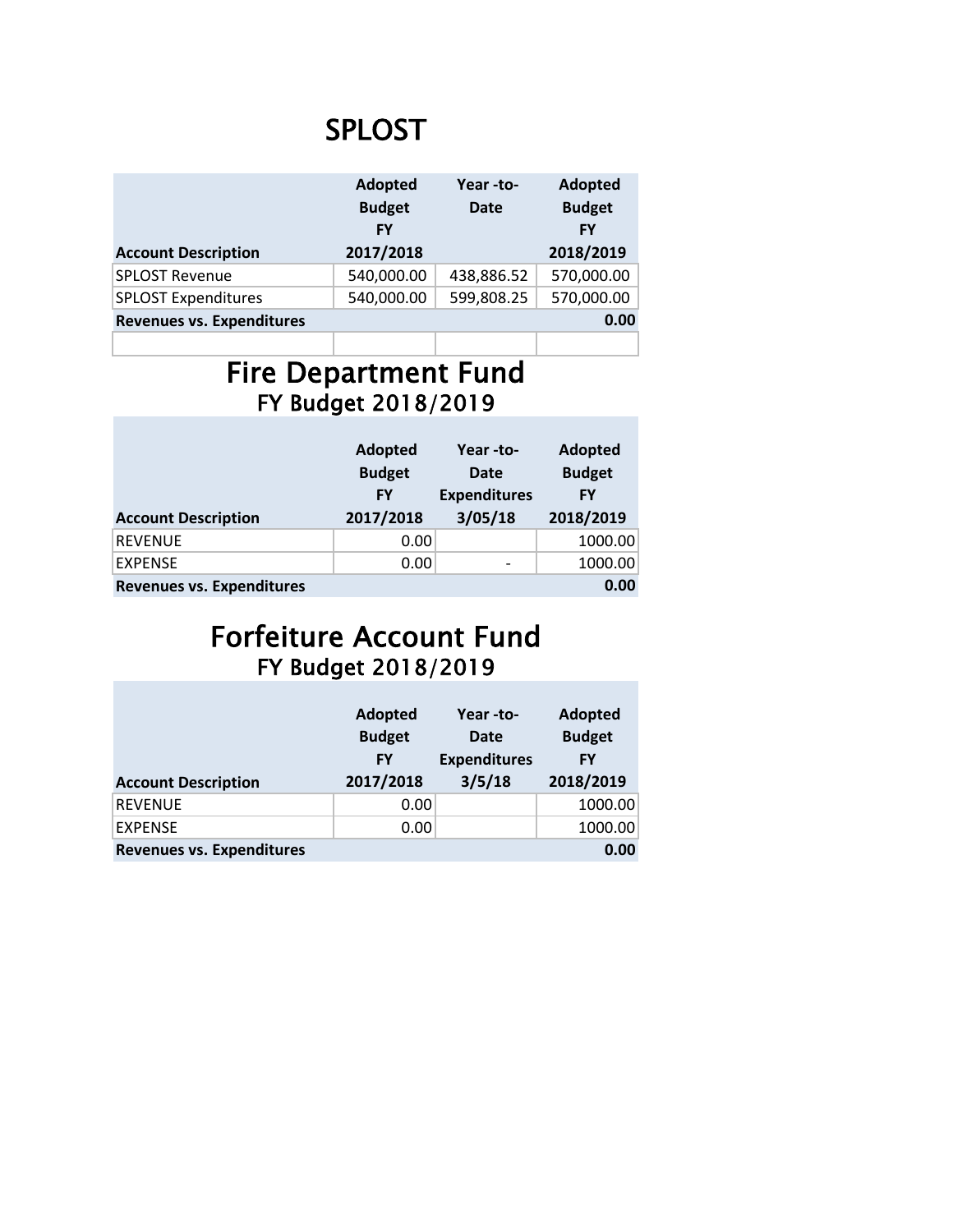# SPLOST

| Account Description | Adopted Budget FY 2017/2018 | Year -to-Date | Adopted Budget FY 2018/2019 |
|---|---|---|---|
| SPLOST Revenue | 540,000.00 | 438,886.52 | 570,000.00 |
| SPLOST Expenditures | 540,000.00 | 599,808.25 | 570,000.00 |
| **Revenues vs. Expenditures** | | | **0.00** |
| | | | |

# Fire Department Fund

## FY Budget 2018/2019

| Account Description | Adopted Budget FY 2017/2018 | Year -to-Date Expenditures 3/05/18 | Adopted Budget FY 2018/2019 |
|---|---|---|---|
| REVENUE | 0.00 | | 1000.00 |
| EXPENSE | 0.00 | - | 1000.00 |
| **Revenues vs. Expenditures** | | | **0.00** |

# Forfeiture Account Fund

## FY Budget 2018/2019

| Account Description | Adopted Budget FY 2017/2018 | Year -to-Date Expenditures 3/5/18 | Adopted Budget FY 2018/2019 |
|---|---|---|---|
| REVENUE | 0.00 | | 1000.00 |
| EXPENSE | 0.00 | | 1000.00 |
| **Revenues vs. Expenditures** | | | **0.00** |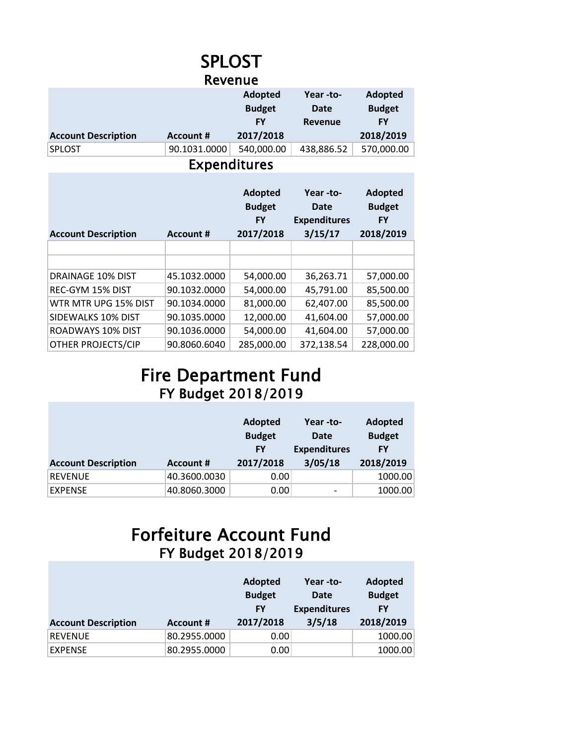# SPLOST

## Revenue

| Account Description | Account # | Adopted Budget FY 2017/2018 | Year -to-Date Revenue | Adopted Budget FY 2018/2019 |
|---|---|---|---|---|
| SPLOST | 90.1031.0000 | 540,000.00 | 438,886.52 | 570,000.00 |

## Expenditures

| Account Description | Account # | Adopted Budget FY 2017/2018 | Year -to-Date Expenditures 3/15/17 | Adopted Budget FY 2018/2019 |
|---|---|---|---|---|
| | | | | |
| | | | | |
| DRAINAGE 10% DIST | 45.1032.0000 | 54,000.00 | 36,263.71 | 57,000.00 |
| REC-GYM 15% DIST | 90.1032.0000 | 54,000.00 | 45,791.00 | 85,500.00 |
| WTR MTR UPG 15% DIST | 90.1034.0000 | 81,000.00 | 62,407.00 | 85,500.00 |
| SIDEWALKS 10% DIST | 90.1035.0000 | 12,000.00 | 41,604.00 | 57,000.00 |
| ROADWAYS 10% DIST | 90.1036.0000 | 54,000.00 | 41,604.00 | 57,000.00 |
| OTHER PROJECTS/CIP | 90.8060.6040 | 285,000.00 | 372,138.54 | 228,000.00 |

# Fire Department Fund

## FY Budget 2018/2019

| Account Description | Account # | Adopted Budget FY 2017/2018 | Year -to-Date Expenditures 3/05/18 | Adopted Budget FY 2018/2019 |
|---|---|---|---|---|
| REVENUE | 40.3600.0030 | 0.00 | | 1000.00 |
| EXPENSE | 40.8060.3000 | 0.00 | - | 1000.00 |

# Forfeiture Account Fund

## FY Budget 2018/2019

| Account Description | Account # | Adopted Budget FY 2017/2018 | Year -to-Date Expenditures 3/5/18 | Adopted Budget FY 2018/2019 |
|---|---|---|---|---|
| REVENUE | 80.2955.0000 | 0.00 | | 1000.00 |
| EXPENSE | 80.2955.0000 | 0.00 | | 1000.00 |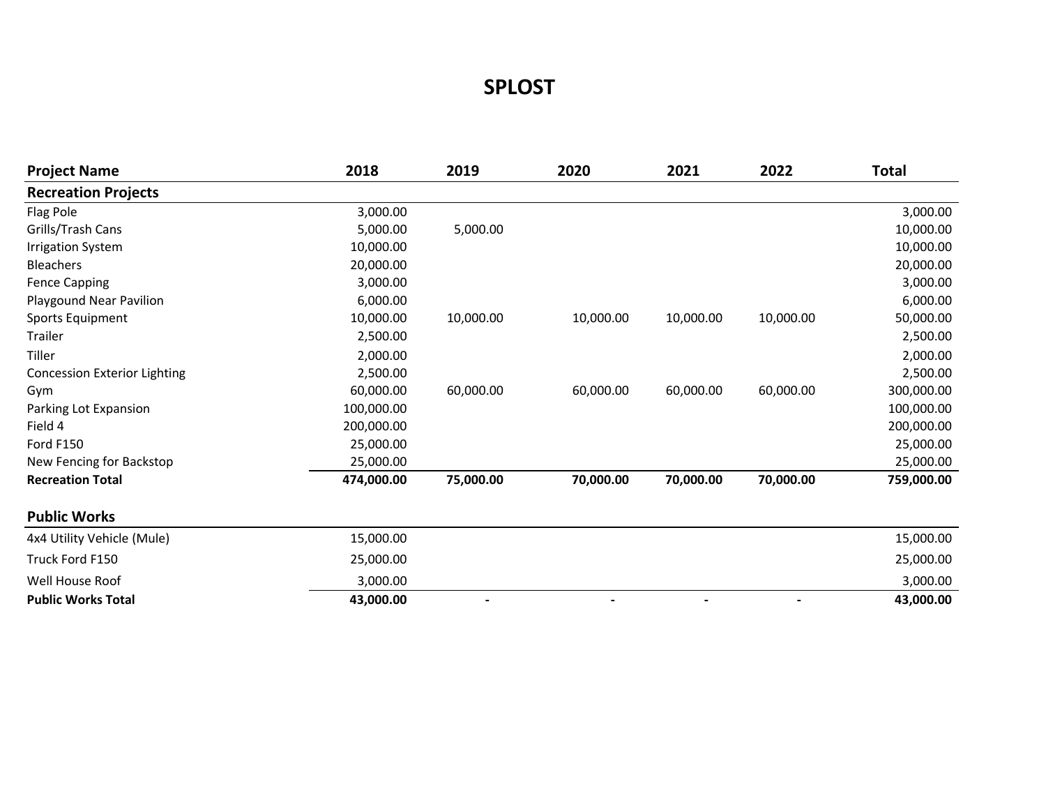# SPLOST

| Project Name | 2018 | 2019 | 2020 | 2021 | 2022 | Total |
|---|---|---|---|---|---|---|
| **Recreation Projects** | | | | | | |
| Flag Pole | 3,000.00 | | | | | 3,000.00 |
| Grills/Trash Cans | 5,000.00 | 5,000.00 | | | | 10,000.00 |
| Irrigation System | 10,000.00 | | | | | 10,000.00 |
| Bleachers | 20,000.00 | | | | | 20,000.00 |
| Fence Capping | 3,000.00 | | | | | 3,000.00 |
| Playgound Near Pavilion | 6,000.00 | | | | | 6,000.00 |
| Sports Equipment | 10,000.00 | 10,000.00 | 10,000.00 | 10,000.00 | 10,000.00 | 50,000.00 |
| Trailer | 2,500.00 | | | | | 2,500.00 |
| Tiller | 2,000.00 | | | | | 2,000.00 |
| Concession Exterior Lighting | 2,500.00 | | | | | 2,500.00 |
| Gym | 60,000.00 | 60,000.00 | 60,000.00 | 60,000.00 | 60,000.00 | 300,000.00 |
| Parking Lot Expansion | 100,000.00 | | | | | 100,000.00 |
| Field 4 | 200,000.00 | | | | | 200,000.00 |
| Ford F150 | 25,000.00 | | | | | 25,000.00 |
| New Fencing for Backstop | 25,000.00 | | | | | 25,000.00 |
| **Recreation Total** | **474,000.00** | **75,000.00** | **70,000.00** | **70,000.00** | **70,000.00** | **759,000.00** |
| | | | | | | |
| **Public Works** | | | | | | |
| 4x4 Utility Vehicle (Mule) | 15,000.00 | | | | | 15,000.00 |
| Truck Ford F150 | 25,000.00 | | | | | 25,000.00 |
| Well House Roof | 3,000.00 | | | | | 3,000.00 |
| **Public Works Total** | **43,000.00** | **-** | **-** | **-** | **-** | **43,000.00** |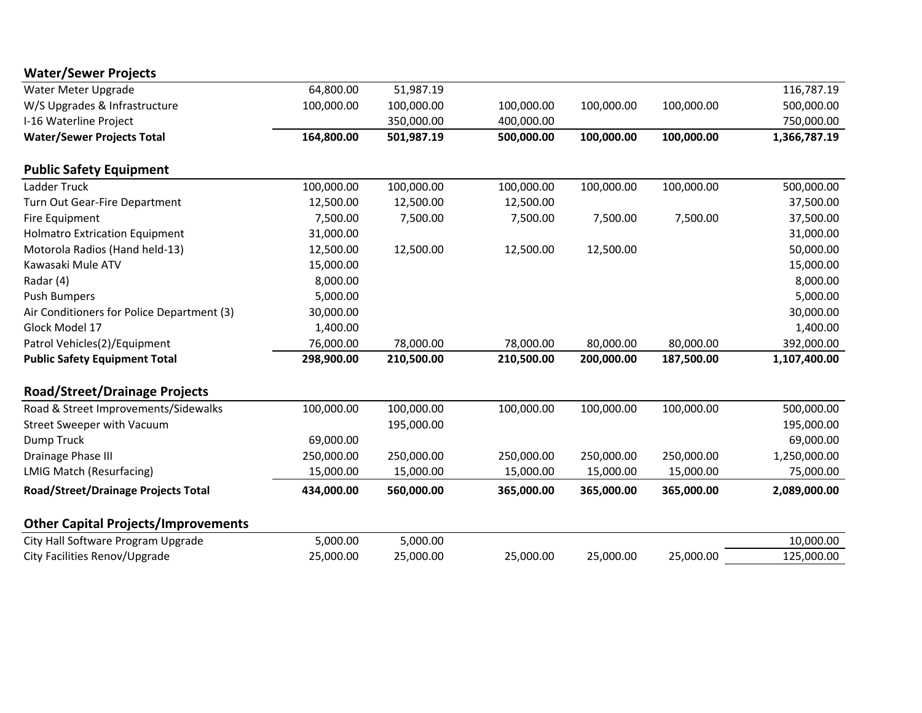| Water/Sewer Projects | | | | | | |
|---|---|---|---|---|---|---|
| Water Meter Upgrade | 64,800.00 | 51,987.19 | | | | 116,787.19 |
| W/S Upgrades & Infrastructure | 100,000.00 | 100,000.00 | 100,000.00 | 100,000.00 | 100,000.00 | 500,000.00 |
| I-16 Waterline Project | | 350,000.00 | 400,000.00 | | | 750,000.00 |
| **Water/Sewer Projects Total** | **164,800.00** | **501,987.19** | **500,000.00** | **100,000.00** | **100,000.00** | **1,366,787.19** |

| Public Safety Equipment | | | | | | |
|---|---|---|---|---|---|---|
| Ladder Truck | 100,000.00 | 100,000.00 | 100,000.00 | 100,000.00 | 100,000.00 | 500,000.00 |
| Turn Out Gear-Fire Department | 12,500.00 | 12,500.00 | 12,500.00 | | | 37,500.00 |
| Fire Equipment | 7,500.00 | 7,500.00 | 7,500.00 | 7,500.00 | 7,500.00 | 37,500.00 |
| Holmatro Extrication Equipment | 31,000.00 | | | | | 31,000.00 |
| Motorola Radios (Hand held-13) | 12,500.00 | 12,500.00 | 12,500.00 | 12,500.00 | | 50,000.00 |
| Kawasaki Mule ATV | 15,000.00 | | | | | 15,000.00 |
| Radar (4) | 8,000.00 | | | | | 8,000.00 |
| Push Bumpers | 5,000.00 | | | | | 5,000.00 |
| Air Conditioners for Police Department (3) | 30,000.00 | | | | | 30,000.00 |
| Glock Model 17 | 1,400.00 | | | | | 1,400.00 |
| Patrol Vehicles(2)/Equipment | 76,000.00 | 78,000.00 | 78,000.00 | 80,000.00 | 80,000.00 | 392,000.00 |
| **Public Safety Equipment Total** | **298,900.00** | **210,500.00** | **210,500.00** | **200,000.00** | **187,500.00** | **1,107,400.00** |

| Road/Street/Drainage Projects | | | | | | |
|---|---|---|---|---|---|---|
| Road & Street Improvements/Sidewalks | 100,000.00 | 100,000.00 | 100,000.00 | 100,000.00 | 100,000.00 | 500,000.00 |
| Street Sweeper with Vacuum | | 195,000.00 | | | | 195,000.00 |
| Dump Truck | 69,000.00 | | | | | 69,000.00 |
| Drainage Phase III | 250,000.00 | 250,000.00 | 250,000.00 | 250,000.00 | 250,000.00 | 1,250,000.00 |
| LMIG Match (Resurfacing) | 15,000.00 | 15,000.00 | 15,000.00 | 15,000.00 | 15,000.00 | 75,000.00 |
| **Road/Street/Drainage Projects Total** | **434,000.00** | **560,000.00** | **365,000.00** | **365,000.00** | **365,000.00** | **2,089,000.00** |

| Other Capital Projects/Improvements | | | | | | |
|---|---|---|---|---|---|---|
| City Hall Software Program Upgrade | 5,000.00 | 5,000.00 | | | | 10,000.00 |
| City Facilities Renov/Upgrade | 25,000.00 | 25,000.00 | 25,000.00 | 25,000.00 | 25,000.00 | 125,000.00 |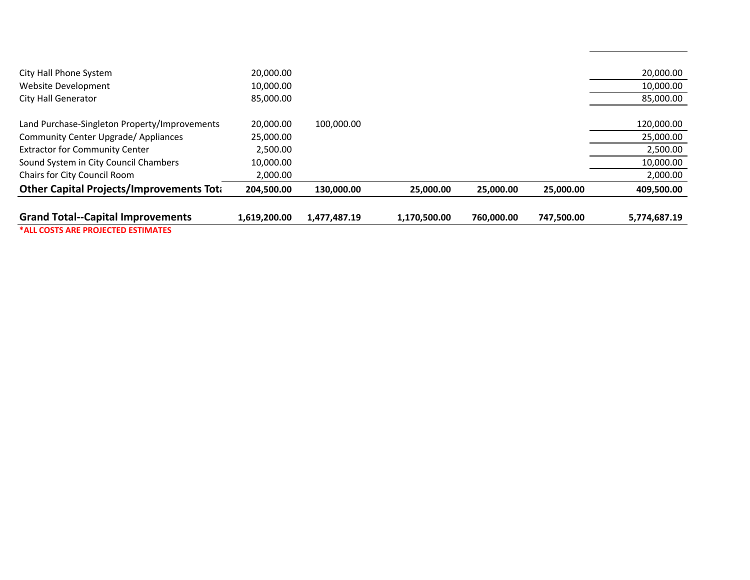| | | | | | | |
|---|---|---|---|---|---|---|
| City Hall Phone System | 20,000.00 | | | | | 20,000.00 |
| Website Development | 10,000.00 | | | | | 10,000.00 |
| City Hall Generator | 85,000.00 | | | | | 85,000.00 |
| Land Purchase-Singleton Property/Improvements | 20,000.00 | 100,000.00 | | | | 120,000.00 |
| Community Center Upgrade/ Appliances | 25,000.00 | | | | | 25,000.00 |
| Extractor for Community Center | 2,500.00 | | | | | 2,500.00 |
| Sound System in City Council Chambers | 10,000.00 | | | | | 10,000.00 |
| Chairs for City Council Room | 2,000.00 | | | | | 2,000.00 |
| **Other Capital Projects/Improvements Tota** | **204,500.00** | **130,000.00** | **25,000.00** | **25,000.00** | **25,000.00** | **409,500.00** |
| **Grand Total--Capital Improvements** | **1,619,200.00** | **1,477,487.19** | **1,170,500.00** | **760,000.00** | **747,500.00** | **5,774,687.19** |

**\*ALL COSTS ARE PROJECTED ESTIMATES**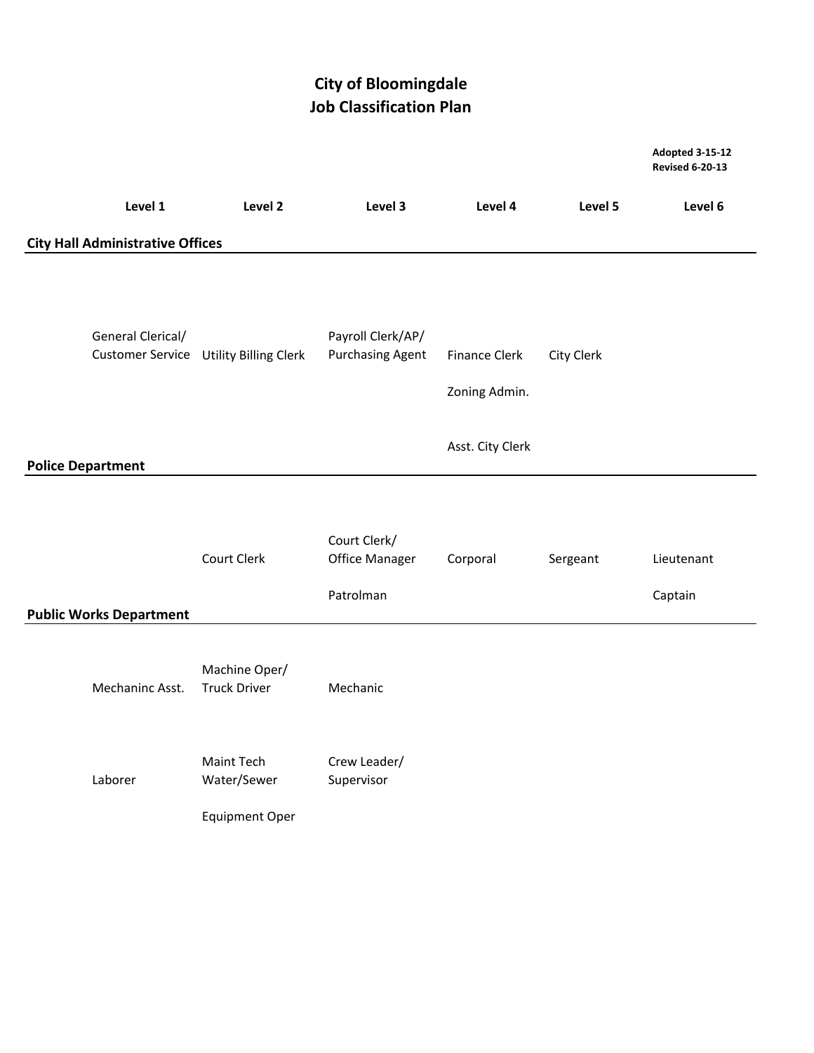# City of Bloomingdale
# Job Classification Plan

**Adopted 3-15-12**
**Revised 6-20-13**

| | Level 1 | Level 2 | Level 3 | Level 4 | Level 5 | Level 6 |
|---|---|---|---|---|---|---|
| **City Hall Administrative Offices** | | | | | | |
| | General Clerical/ Customer Service | Utility Billing Clerk | Payroll Clerk/AP/ Purchasing Agent | Finance Clerk | City Clerk | |
| | | | | Zoning Admin. | | |
| | | | | Asst. City Clerk | | |
| **Police Department** | | | | | | |
| | | Court Clerk | Court Clerk/ Office Manager | Corporal | Sergeant | Lieutenant |
| | | | Patrolman | | | Captain |
| **Public Works Department** | | | | | | |
| | Mechaninc Asst. | Machine Oper/ Truck Driver | Mechanic | | | |
| | Laborer | Maint Tech Water/Sewer | Crew Leader/ Supervisor | | | |
| | | Equipment Oper | | | | |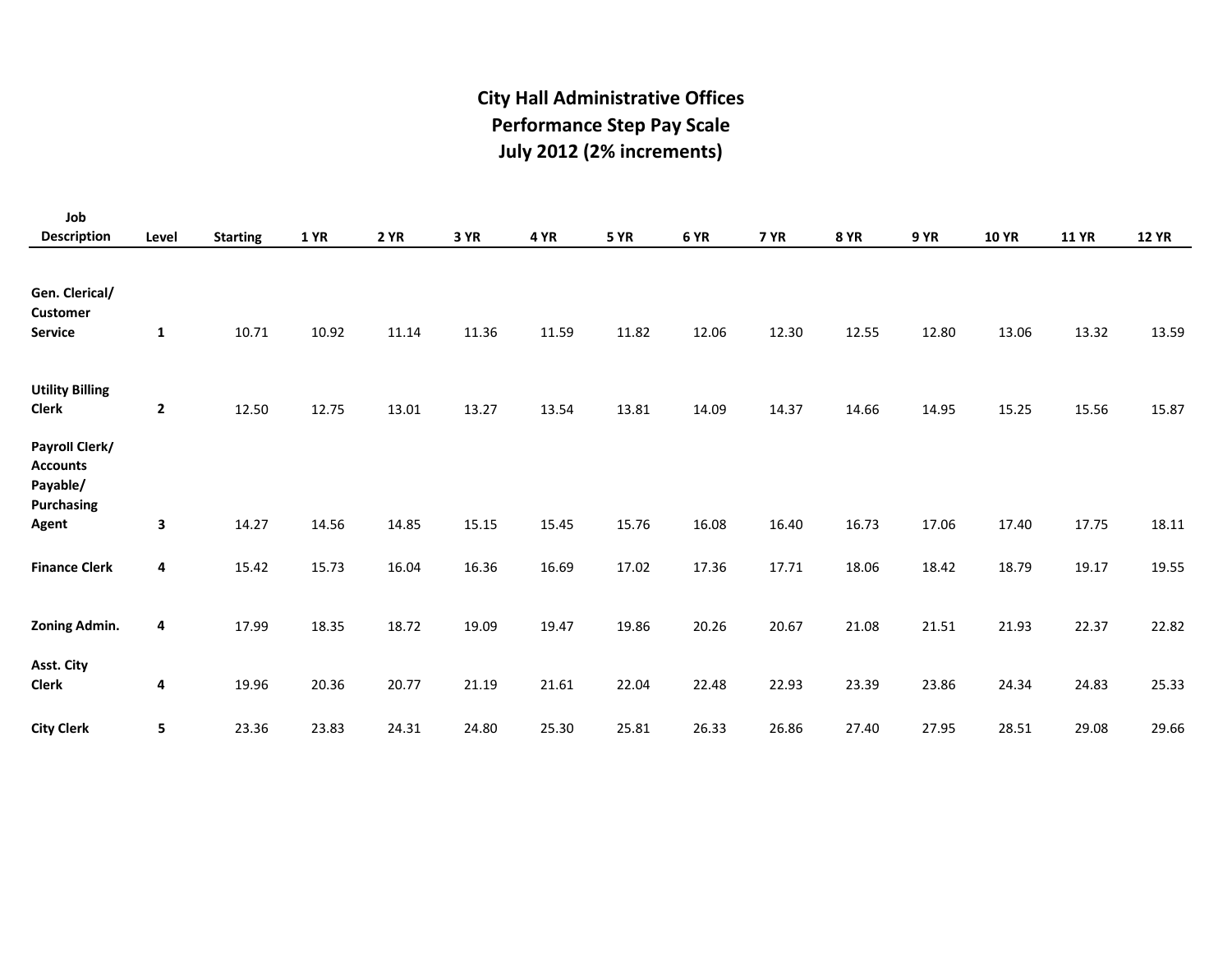# City Hall Administrative Offices
## Performance Step Pay Scale
## July 2012 (2% increments)

| Job Description | Level | Starting | 1 YR | 2 YR | 3 YR | 4 YR | 5 YR | 6 YR | 7 YR | 8 YR | 9 YR | 10 YR | 11 YR | 12 YR |
|---|---|---|---|---|---|---|---|---|---|---|---|---|---|---|
| **Gen. Clerical/ Customer Service** | **1** | 10.71 | 10.92 | 11.14 | 11.36 | 11.59 | 11.82 | 12.06 | 12.30 | 12.55 | 12.80 | 13.06 | 13.32 | 13.59 |
| **Utility Billing Clerk** | **2** | 12.50 | 12.75 | 13.01 | 13.27 | 13.54 | 13.81 | 14.09 | 14.37 | 14.66 | 14.95 | 15.25 | 15.56 | 15.87 |
| **Payroll Clerk/ Accounts Payable/ Purchasing Agent** | **3** | 14.27 | 14.56 | 14.85 | 15.15 | 15.45 | 15.76 | 16.08 | 16.40 | 16.73 | 17.06 | 17.40 | 17.75 | 18.11 |
| **Finance Clerk** | **4** | 15.42 | 15.73 | 16.04 | 16.36 | 16.69 | 17.02 | 17.36 | 17.71 | 18.06 | 18.42 | 18.79 | 19.17 | 19.55 |
| **Zoning Admin.** | **4** | 17.99 | 18.35 | 18.72 | 19.09 | 19.47 | 19.86 | 20.26 | 20.67 | 21.08 | 21.51 | 21.93 | 22.37 | 22.82 |
| **Asst. City Clerk** | **4** | 19.96 | 20.36 | 20.77 | 21.19 | 21.61 | 22.04 | 22.48 | 22.93 | 23.39 | 23.86 | 24.34 | 24.83 | 25.33 |
| **City Clerk** | **5** | 23.36 | 23.83 | 24.31 | 24.80 | 25.30 | 25.81 | 26.33 | 26.86 | 27.40 | 27.95 | 28.51 | 29.08 | 29.66 |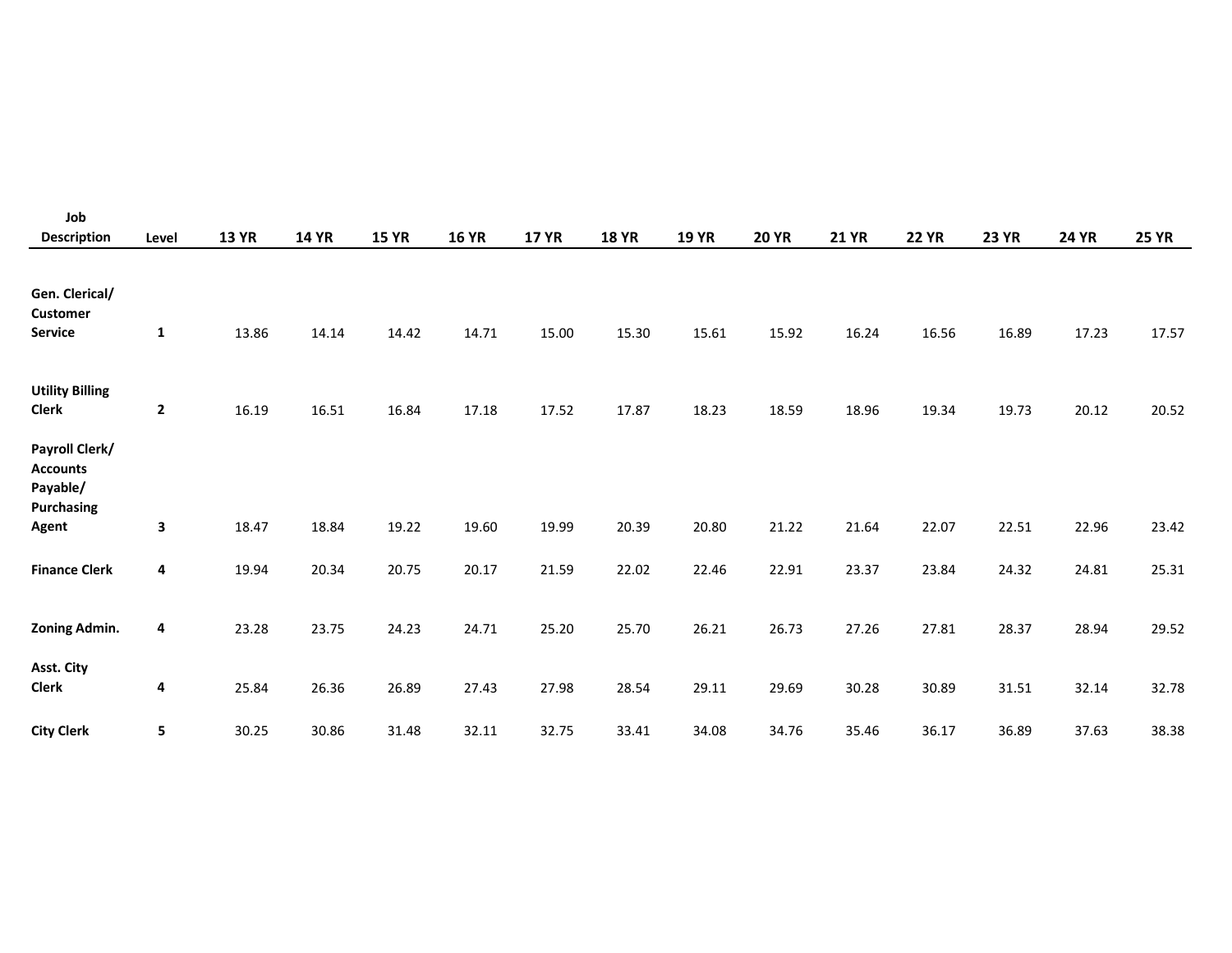| Job Description | Level | 13 YR | 14 YR | 15 YR | 16 YR | 17 YR | 18 YR | 19 YR | 20 YR | 21 YR | 22 YR | 23 YR | 24 YR | 25 YR |
|---|---|---|---|---|---|---|---|---|---|---|---|---|---|---|
| **Gen. Clerical/ Customer Service** | **1** | 13.86 | 14.14 | 14.42 | 14.71 | 15.00 | 15.30 | 15.61 | 15.92 | 16.24 | 16.56 | 16.89 | 17.23 | 17.57 |
| **Utility Billing Clerk** | **2** | 16.19 | 16.51 | 16.84 | 17.18 | 17.52 | 17.87 | 18.23 | 18.59 | 18.96 | 19.34 | 19.73 | 20.12 | 20.52 |
| **Payroll Clerk/ Accounts Payable/ Purchasing Agent** | **3** | 18.47 | 18.84 | 19.22 | 19.60 | 19.99 | 20.39 | 20.80 | 21.22 | 21.64 | 22.07 | 22.51 | 22.96 | 23.42 |
| **Finance Clerk** | **4** | 19.94 | 20.34 | 20.75 | 20.17 | 21.59 | 22.02 | 22.46 | 22.91 | 23.37 | 23.84 | 24.32 | 24.81 | 25.31 |
| **Zoning Admin.** | **4** | 23.28 | 23.75 | 24.23 | 24.71 | 25.20 | 25.70 | 26.21 | 26.73 | 27.26 | 27.81 | 28.37 | 28.94 | 29.52 |
| **Asst. City Clerk** | **4** | 25.84 | 26.36 | 26.89 | 27.43 | 27.98 | 28.54 | 29.11 | 29.69 | 30.28 | 30.89 | 31.51 | 32.14 | 32.78 |
| **City Clerk** | **5** | 30.25 | 30.86 | 31.48 | 32.11 | 32.75 | 33.41 | 34.08 | 34.76 | 35.46 | 36.17 | 36.89 | 37.63 | 38.38 |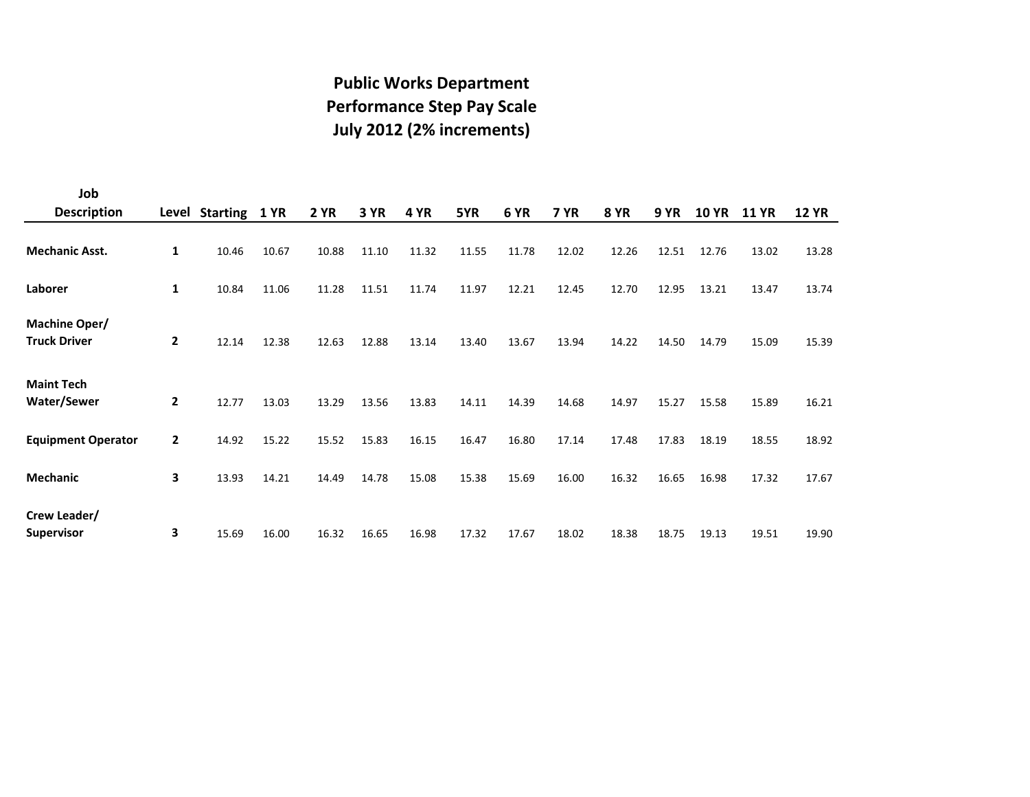# Public Works Department
## Performance Step Pay Scale
## July 2012 (2% increments)

| Job Description | Level | Starting | 1 YR | 2 YR | 3 YR | 4 YR | 5YR | 6 YR | 7 YR | 8 YR | 9 YR | 10 YR | 11 YR | 12 YR |
|---|---|---|---|---|---|---|---|---|---|---|---|---|---|---|
| **Mechanic Asst.** | **1** | 10.46 | 10.67 | 10.88 | 11.10 | 11.32 | 11.55 | 11.78 | 12.02 | 12.26 | 12.51 | 12.76 | 13.02 | 13.28 |
| **Laborer** | **1** | 10.84 | 11.06 | 11.28 | 11.51 | 11.74 | 11.97 | 12.21 | 12.45 | 12.70 | 12.95 | 13.21 | 13.47 | 13.74 |
| **Machine Oper/ Truck Driver** | **2** | 12.14 | 12.38 | 12.63 | 12.88 | 13.14 | 13.40 | 13.67 | 13.94 | 14.22 | 14.50 | 14.79 | 15.09 | 15.39 |
| **Maint Tech Water/Sewer** | **2** | 12.77 | 13.03 | 13.29 | 13.56 | 13.83 | 14.11 | 14.39 | 14.68 | 14.97 | 15.27 | 15.58 | 15.89 | 16.21 |
| **Equipment Operator** | **2** | 14.92 | 15.22 | 15.52 | 15.83 | 16.15 | 16.47 | 16.80 | 17.14 | 17.48 | 17.83 | 18.19 | 18.55 | 18.92 |
| **Mechanic** | **3** | 13.93 | 14.21 | 14.49 | 14.78 | 15.08 | 15.38 | 15.69 | 16.00 | 16.32 | 16.65 | 16.98 | 17.32 | 17.67 |
| **Crew Leader/ Supervisor** | **3** | 15.69 | 16.00 | 16.32 | 16.65 | 16.98 | 17.32 | 17.67 | 18.02 | 18.38 | 18.75 | 19.13 | 19.51 | 19.90 |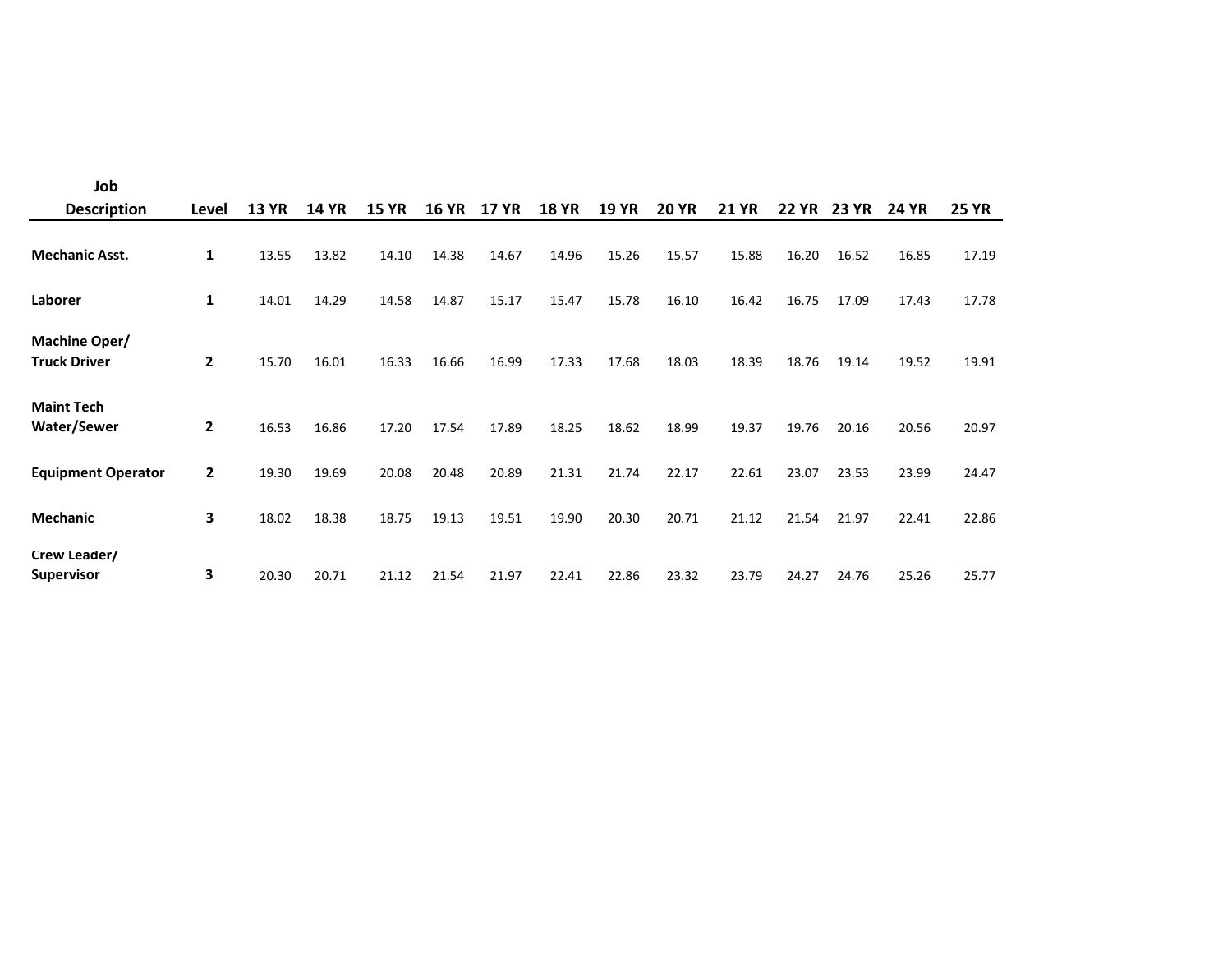| Job Description | Level | 13 YR | 14 YR | 15 YR | 16 YR | 17 YR | 18 YR | 19 YR | 20 YR | 21 YR | 22 YR | 23 YR | 24 YR | 25 YR |
|---|---|---|---|---|---|---|---|---|---|---|---|---|---|---|
| **Mechanic Asst.** | **1** | 13.55 | 13.82 | 14.10 | 14.38 | 14.67 | 14.96 | 15.26 | 15.57 | 15.88 | 16.20 | 16.52 | 16.85 | 17.19 |
| **Laborer** | **1** | 14.01 | 14.29 | 14.58 | 14.87 | 15.17 | 15.47 | 15.78 | 16.10 | 16.42 | 16.75 | 17.09 | 17.43 | 17.78 |
| **Machine Oper/ Truck Driver** | **2** | 15.70 | 16.01 | 16.33 | 16.66 | 16.99 | 17.33 | 17.68 | 18.03 | 18.39 | 18.76 | 19.14 | 19.52 | 19.91 |
| **Maint Tech Water/Sewer** | **2** | 16.53 | 16.86 | 17.20 | 17.54 | 17.89 | 18.25 | 18.62 | 18.99 | 19.37 | 19.76 | 20.16 | 20.56 | 20.97 |
| **Equipment Operator** | **2** | 19.30 | 19.69 | 20.08 | 20.48 | 20.89 | 21.31 | 21.74 | 22.17 | 22.61 | 23.07 | 23.53 | 23.99 | 24.47 |
| **Mechanic** | **3** | 18.02 | 18.38 | 18.75 | 19.13 | 19.51 | 19.90 | 20.30 | 20.71 | 21.12 | 21.54 | 21.97 | 22.41 | 22.86 |
| **Crew Leader/ Supervisor** | **3** | 20.30 | 20.71 | 21.12 | 21.54 | 21.97 | 22.41 | 22.86 | 23.32 | 23.79 | 24.27 | 24.76 | 25.26 | 25.77 |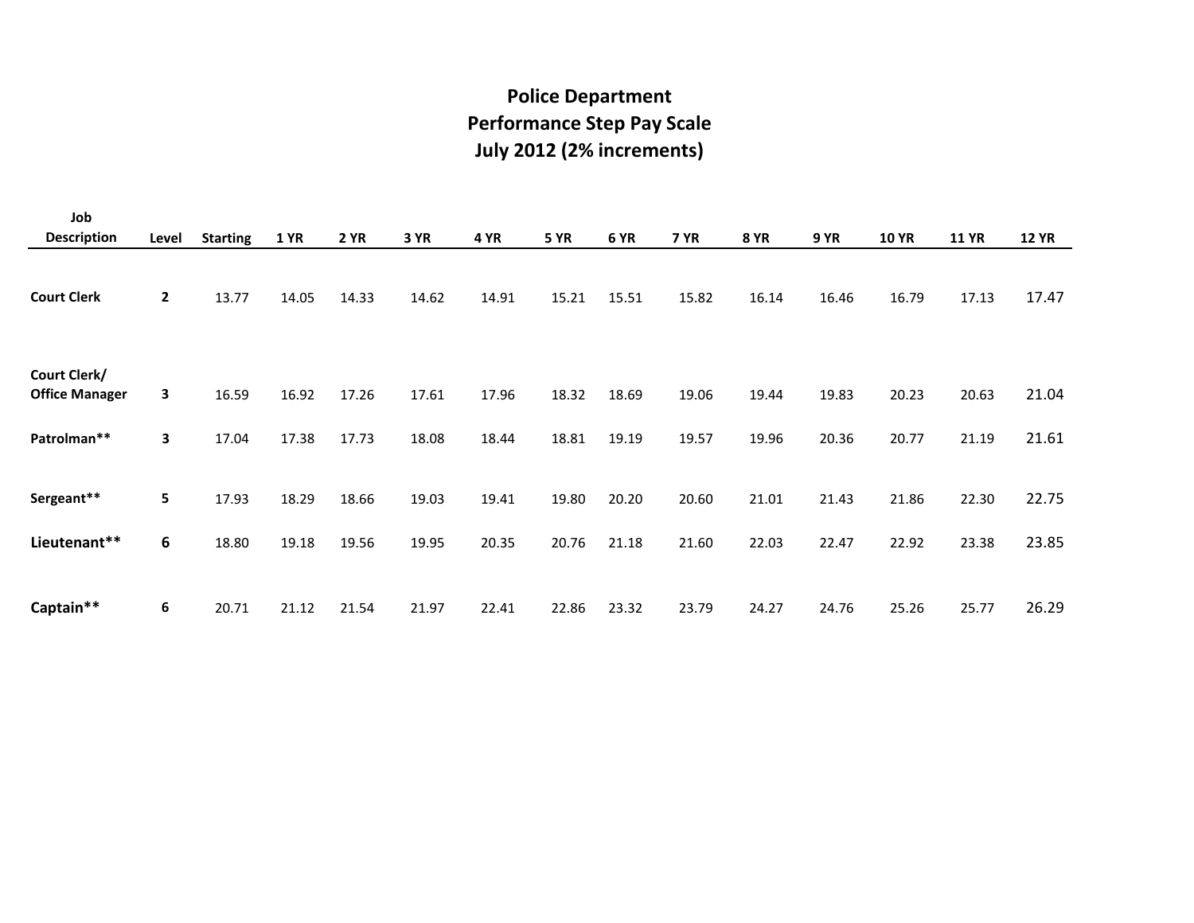# Police Department
## Performance Step Pay Scale
## July 2012 (2% increments)

| Job Description | Level | Starting | 1 YR | 2 YR | 3 YR | 4 YR | 5 YR | 6 YR | 7 YR | 8 YR | 9 YR | 10 YR | 11 YR | 12 YR |
|---|---|---|---|---|---|---|---|---|---|---|---|---|---|---|
| **Court Clerk** | **2** | 13.77 | 14.05 | 14.33 | 14.62 | 14.91 | 15.21 | 15.51 | 15.82 | 16.14 | 16.46 | 16.79 | 17.13 | 17.47 |
| **Court Clerk/ Office Manager** | **3** | 16.59 | 16.92 | 17.26 | 17.61 | 17.96 | 18.32 | 18.69 | 19.06 | 19.44 | 19.83 | 20.23 | 20.63 | 21.04 |
| **Patrolman\*\*** | **3** | 17.04 | 17.38 | 17.73 | 18.08 | 18.44 | 18.81 | 19.19 | 19.57 | 19.96 | 20.36 | 20.77 | 21.19 | 21.61 |
| **Sergeant\*\*** | **5** | 17.93 | 18.29 | 18.66 | 19.03 | 19.41 | 19.80 | 20.20 | 20.60 | 21.01 | 21.43 | 21.86 | 22.30 | 22.75 |
| **Lieutenant\*\*** | **6** | 18.80 | 19.18 | 19.56 | 19.95 | 20.35 | 20.76 | 21.18 | 21.60 | 22.03 | 22.47 | 22.92 | 23.38 | 23.85 |
| **Captain\*\*** | **6** | 20.71 | 21.12 | 21.54 | 21.97 | 22.41 | 22.86 | 23.32 | 23.79 | 24.27 | 24.76 | 25.26 | 25.77 | 26.29 |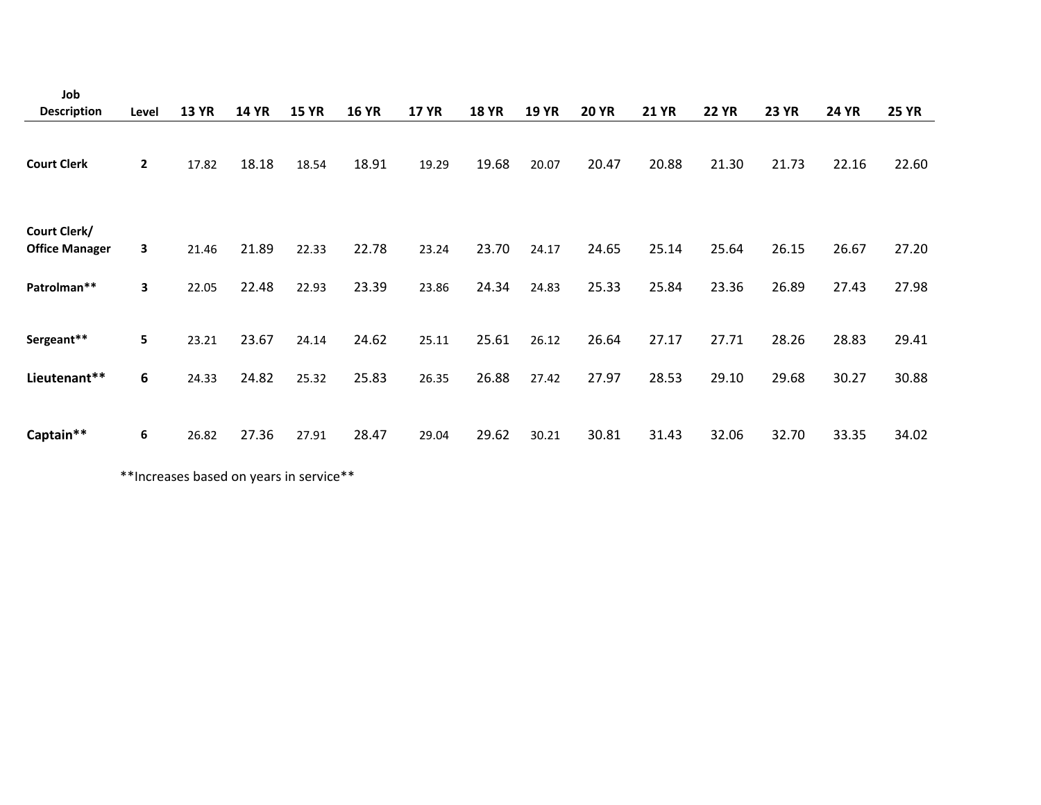| Job Description | Level | 13 YR | 14 YR | 15 YR | 16 YR | 17 YR | 18 YR | 19 YR | 20 YR | 21 YR | 22 YR | 23 YR | 24 YR | 25 YR |
|---|---|---|---|---|---|---|---|---|---|---|---|---|---|---|
| **Court Clerk** | **2** | 17.82 | 18.18 | 18.54 | 18.91 | 19.29 | 19.68 | 20.07 | 20.47 | 20.88 | 21.30 | 21.73 | 22.16 | 22.60 |
| **Court Clerk/ Office Manager** | **3** | 21.46 | 21.89 | 22.33 | 22.78 | 23.24 | 23.70 | 24.17 | 24.65 | 25.14 | 25.64 | 26.15 | 26.67 | 27.20 |
| **Patrolman**** | **3** | 22.05 | 22.48 | 22.93 | 23.39 | 23.86 | 24.34 | 24.83 | 25.33 | 25.84 | 23.36 | 26.89 | 27.43 | 27.98 |
| **Sergeant**** | **5** | 23.21 | 23.67 | 24.14 | 24.62 | 25.11 | 25.61 | 26.12 | 26.64 | 27.17 | 27.71 | 28.26 | 28.83 | 29.41 |
| **Lieutenant**** | **6** | 24.33 | 24.82 | 25.32 | 25.83 | 26.35 | 26.88 | 27.42 | 27.97 | 28.53 | 29.10 | 29.68 | 30.27 | 30.88 |
| **Captain**** | **6** | 26.82 | 27.36 | 27.91 | 28.47 | 29.04 | 29.62 | 30.21 | 30.81 | 31.43 | 32.06 | 32.70 | 33.35 | 34.02 |

**Increases based on years in service**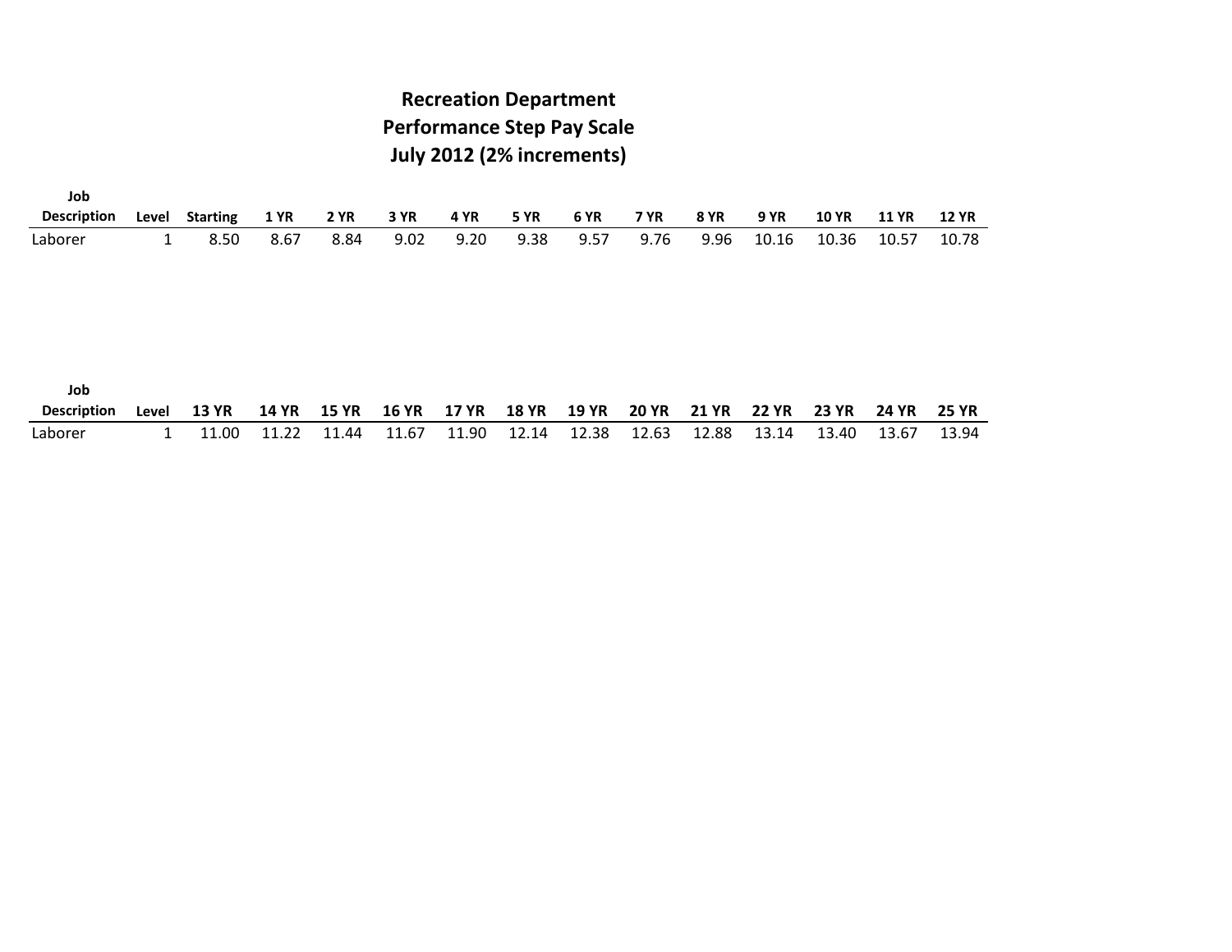# Recreation Department
## Performance Step Pay Scale
## July 2012 (2% increments)

| Job Description | Level | Starting | 1 YR | 2 YR | 3 YR | 4 YR | 5 YR | 6 YR | 7 YR | 8 YR | 9 YR | 10 YR | 11 YR | 12 YR |
|---|---|---|---|---|---|---|---|---|---|---|---|---|---|---|
| Laborer | 1 | 8.50 | 8.67 | 8.84 | 9.02 | 9.20 | 9.38 | 9.57 | 9.76 | 9.96 | 10.16 | 10.36 | 10.57 | 10.78 |

| Job Description | Level | 13 YR | 14 YR | 15 YR | 16 YR | 17 YR | 18 YR | 19 YR | 20 YR | 21 YR | 22 YR | 23 YR | 24 YR | 25 YR |
|---|---|---|---|---|---|---|---|---|---|---|---|---|---|---|
| Laborer | 1 | 11.00 | 11.22 | 11.44 | 11.67 | 11.90 | 12.14 | 12.38 | 12.63 | 12.88 | 13.14 | 13.40 | 13.67 | 13.94 |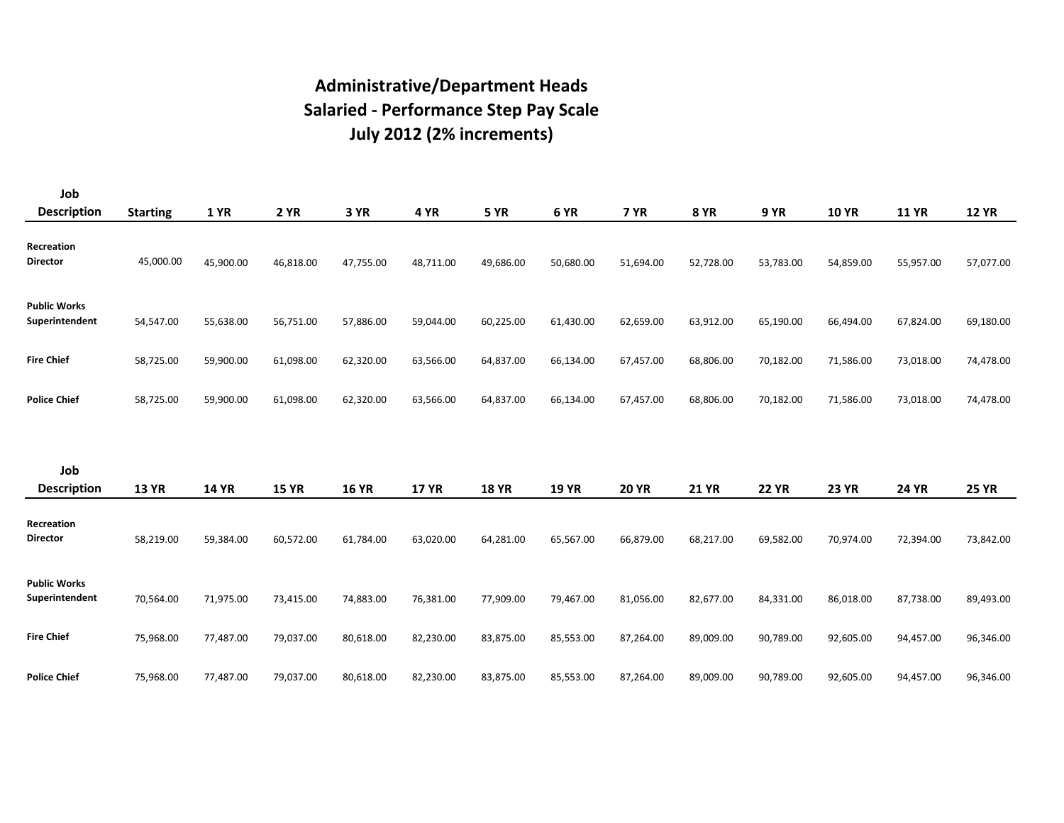# Administrative/Department Heads
## Salaried - Performance Step Pay Scale
## July 2012 (2% increments)

| Job Description | Starting | 1 YR | 2 YR | 3 YR | 4 YR | 5 YR | 6 YR | 7 YR | 8 YR | 9 YR | 10 YR | 11 YR | 12 YR |
|---|---|---|---|---|---|---|---|---|---|---|---|---|---|
| Recreation Director | 45,000.00 | 45,900.00 | 46,818.00 | 47,755.00 | 48,711.00 | 49,686.00 | 50,680.00 | 51,694.00 | 52,728.00 | 53,783.00 | 54,859.00 | 55,957.00 | 57,077.00 |
| Public Works Superintendent | 54,547.00 | 55,638.00 | 56,751.00 | 57,886.00 | 59,044.00 | 60,225.00 | 61,430.00 | 62,659.00 | 63,912.00 | 65,190.00 | 66,494.00 | 67,824.00 | 69,180.00 |
| Fire Chief | 58,725.00 | 59,900.00 | 61,098.00 | 62,320.00 | 63,566.00 | 64,837.00 | 66,134.00 | 67,457.00 | 68,806.00 | 70,182.00 | 71,586.00 | 73,018.00 | 74,478.00 |
| Police Chief | 58,725.00 | 59,900.00 | 61,098.00 | 62,320.00 | 63,566.00 | 64,837.00 | 66,134.00 | 67,457.00 | 68,806.00 | 70,182.00 | 71,586.00 | 73,018.00 | 74,478.00 |

| Job Description | 13 YR | 14 YR | 15 YR | 16 YR | 17 YR | 18 YR | 19 YR | 20 YR | 21 YR | 22 YR | 23 YR | 24 YR | 25 YR |
|---|---|---|---|---|---|---|---|---|---|---|---|---|---|
| Recreation Director | 58,219.00 | 59,384.00 | 60,572.00 | 61,784.00 | 63,020.00 | 64,281.00 | 65,567.00 | 66,879.00 | 68,217.00 | 69,582.00 | 70,974.00 | 72,394.00 | 73,842.00 |
| Public Works Superintendent | 70,564.00 | 71,975.00 | 73,415.00 | 74,883.00 | 76,381.00 | 77,909.00 | 79,467.00 | 81,056.00 | 82,677.00 | 84,331.00 | 86,018.00 | 87,738.00 | 89,493.00 |
| Fire Chief | 75,968.00 | 77,487.00 | 79,037.00 | 80,618.00 | 82,230.00 | 83,875.00 | 85,553.00 | 87,264.00 | 89,009.00 | 90,789.00 | 92,605.00 | 94,457.00 | 96,346.00 |
| Police Chief | 75,968.00 | 77,487.00 | 79,037.00 | 80,618.00 | 82,230.00 | 83,875.00 | 85,553.00 | 87,264.00 | 89,009.00 | 90,789.00 | 92,605.00 | 94,457.00 | 96,346.00 |